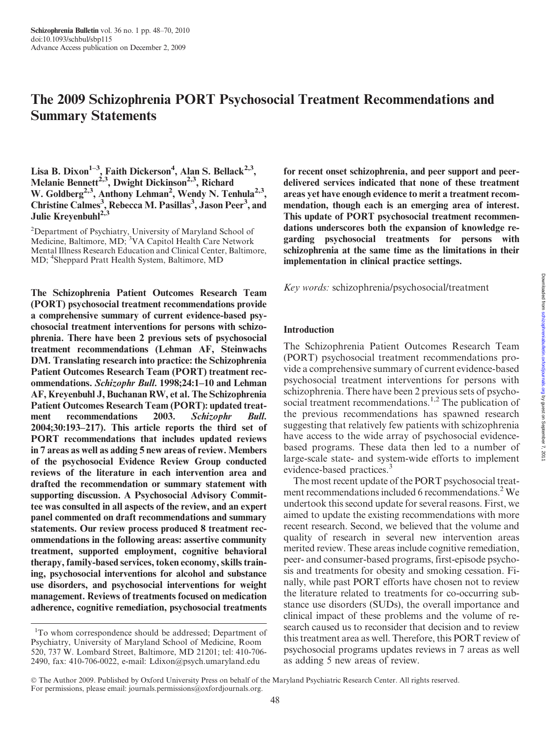# The 2009 Schizophrenia PORT Psychosocial Treatment Recommendations and Summary Statements

Lisa B. Dixon[1–3], Faith Dickerson[4], Alan S. Bellack[2,3], Melanie Bennett[2,3], Dwight Dickinson[2,3], Richard W. Goldberg[2,3], Anthony Lehman[2], Wendy N. Tenhula[2,3], Christine Calmes[3], Rebecca M. Pasillas[3], Jason Peer[3], and Julie Kreyenbuhl[2,3]

[2]Department of Psychiatry, University of Maryland School of Medicine, Baltimore, MD; [3]VA Capitol Health Care Network Mental Illness Research Education and Clinical Center, Baltimore, MD; [4]Sheppard Pratt Health System, Baltimore, MD

**The Schizophrenia Patient Outcomes Research Team (PORT) psychosocial treatment recommendations provide a comprehensive summary of current evidence-based psychosocial treatment interventions for persons with schizophrenia. There have been 2 previous sets of psychosocial treatment recommendations (Lehman AF, Steinwachs DM. Translating research into practice: the Schizophrenia Patient Outcomes Research Team (PORT) treatment recommendations. *Schizophr Bull*. 1998;24:1–10 and Lehman AF, Kreyenbuhl J, Buchanan RW, et al. The Schizophrenia Patient Outcomes Research Team (PORT): updated treatment recommendations 2003. *Schizophr Bull*. 2004;30:193–217). This article reports the third set of PORT recommendations that includes updated reviews in 7 areas as well as adding 5 new areas of review. Members of the psychosocial Evidence Review Group conducted reviews of the literature in each intervention area and drafted the recommendation or summary statement with supporting discussion. A Psychosocial Advisory Committee was consulted in all aspects of the review, and an expert panel commented on draft recommendations and summary statements. Our review process produced 8 treatment recommendations in the following areas: assertive community treatment, supported employment, cognitive behavioral therapy, family-based services, token economy, skills training, psychosocial interventions for alcohol and substance use disorders, and psychosocial interventions for weight management. Reviews of treatments focused on medication adherence, cognitive remediation, psychosocial treatments for recent onset schizophrenia, and peer support and peer-delivered services indicated that none of these treatment areas yet have enough evidence to merit a treatment recommendation, though each is an emerging area of interest. This update of PORT psychosocial treatment recommendations underscores both the expansion of knowledge regarding psychosocial treatments for persons with schizophrenia at the same time as the limitations in their implementation in clinical practice settings.**

*Key words:* schizophrenia/psychosocial/treatment

[1]To whom correspondence should be addressed; Department of Psychiatry, University of Maryland School of Medicine, Room 520, 737 W. Lombard Street, Baltimore, MD 21201; tel: 410-706-2490, fax: 410-706-0022, e-mail: Ldixon@psych.umaryland.edu

## Introduction

The Schizophrenia Patient Outcomes Research Team (PORT) psychosocial treatment recommendations provide a comprehensive summary of current evidence-based psychosocial treatment interventions for persons with schizophrenia. There have been 2 previous sets of psychosocial treatment recommendations.[1,2] The publication of the previous recommendations has spawned research suggesting that relatively few patients with schizophrenia have access to the wide array of psychosocial evidence-based programs. These data then led to a number of large-scale state- and system-wide efforts to implement evidence-based practices.[3]

The most recent update of the PORT psychosocial treatment recommendations included 6 recommendations.[2] We undertook this second update for several reasons. First, we aimed to update the existing recommendations with more recent research. Second, we believed that the volume and quality of research in several new intervention areas merited review. These areas include cognitive remediation, peer- and consumer-based programs, first-episode psychosis and treatments for obesity and smoking cessation. Finally, while past PORT efforts have chosen not to review the literature related to treatments for co-occurring substance use disorders (SUDs), the overall importance and clinical impact of these problems and the volume of research caused us to reconsider that decision and to review this treatment area as well. Therefore, this PORT review of psychosocial programs updates reviews in 7 areas as well as adding 5 new areas of review.

© The Author 2009. Published by Oxford University Press on behalf of the Maryland Psychiatric Research Center. All rights reserved. For permissions, please email: journals.permissions@oxfordjournals.org.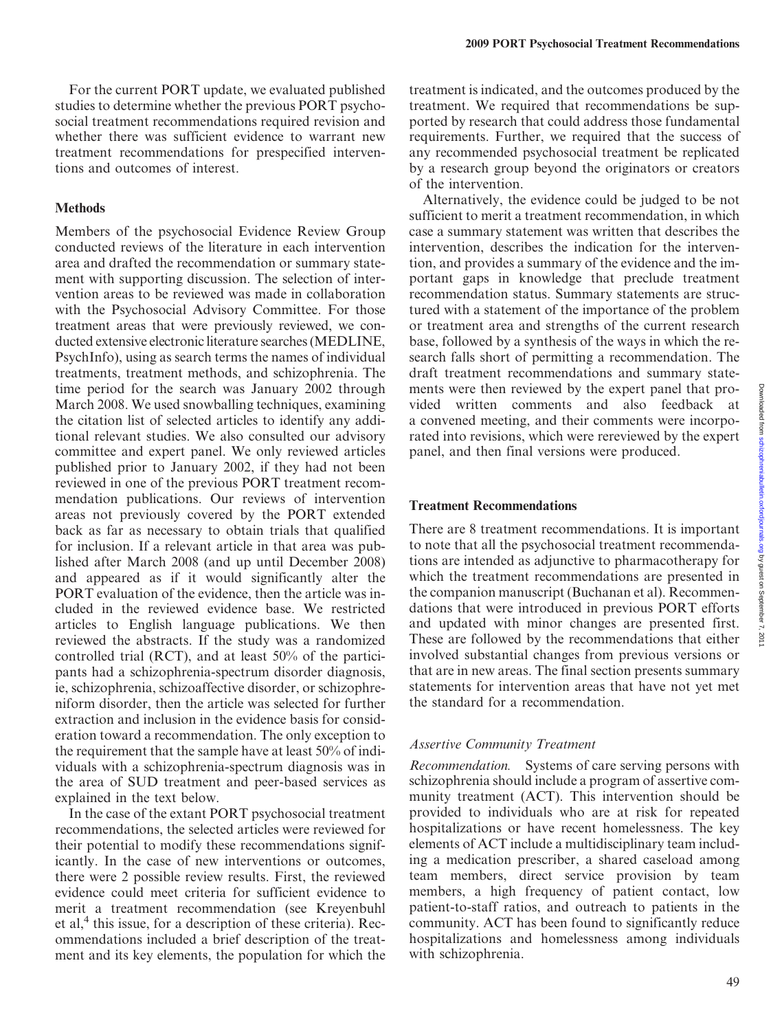For the current PORT update, we evaluated published studies to determine whether the previous PORT psychosocial treatment recommendations required revision and whether there was sufficient evidence to warrant new treatment recommendations for prespecified interventions and outcomes of interest.

## Methods

Members of the psychosocial Evidence Review Group conducted reviews of the literature in each intervention area and drafted the recommendation or summary statement with supporting discussion. The selection of intervention areas to be reviewed was made in collaboration with the Psychosocial Advisory Committee. For those treatment areas that were previously reviewed, we conducted extensive electronic literature searches (MEDLINE, PsychInfo), using as search terms the names of individual treatments, treatment methods, and schizophrenia. The time period for the search was January 2002 through March 2008. We used snowballing techniques, examining the citation list of selected articles to identify any additional relevant studies. We also consulted our advisory committee and expert panel. We only reviewed articles published prior to January 2002, if they had not been reviewed in one of the previous PORT treatment recommendation publications. Our reviews of intervention areas not previously covered by the PORT extended back as far as necessary to obtain trials that qualified for inclusion. If a relevant article in that area was published after March 2008 (and up until December 2008) and appeared as if it would significantly alter the PORT evaluation of the evidence, then the article was included in the reviewed evidence base. We restricted articles to English language publications. We then reviewed the abstracts. If the study was a randomized controlled trial (RCT), and at least 50% of the participants had a schizophrenia-spectrum disorder diagnosis, ie, schizophrenia, schizoaffective disorder, or schizophreniform disorder, then the article was selected for further extraction and inclusion in the evidence basis for consideration toward a recommendation. The only exception to the requirement that the sample have at least 50% of individuals with a schizophrenia-spectrum diagnosis was in the area of SUD treatment and peer-based services as explained in the text below.

In the case of the extant PORT psychosocial treatment recommendations, the selected articles were reviewed for their potential to modify these recommendations significantly. In the case of new interventions or outcomes, there were 2 possible review results. First, the reviewed evidence could meet criteria for sufficient evidence to merit a treatment recommendation (see Kreyenbuhl et al,[4] this issue, for a description of these criteria). Recommendations included a brief description of the treatment and its key elements, the population for which the treatment is indicated, and the outcomes produced by the treatment. We required that recommendations be supported by research that could address those fundamental requirements. Further, we required that the success of any recommended psychosocial treatment be replicated by a research group beyond the originators or creators of the intervention.

Alternatively, the evidence could be judged to be not sufficient to merit a treatment recommendation, in which case a summary statement was written that describes the intervention, describes the indication for the intervention, and provides a summary of the evidence and the important gaps in knowledge that preclude treatment recommendation status. Summary statements are structured with a statement of the importance of the problem or treatment area and strengths of the current research base, followed by a synthesis of the ways in which the research falls short of permitting a recommendation. The draft treatment recommendations and summary statements were then reviewed by the expert panel that provided written comments and also feedback at a convened meeting, and their comments were incorporated into revisions, which were rereviewed by the expert panel, and then final versions were produced.

## Treatment Recommendations

There are 8 treatment recommendations. It is important to note that all the psychosocial treatment recommendations are intended as adjunctive to pharmacotherapy for which the treatment recommendations are presented in the companion manuscript (Buchanan et al). Recommendations that were introduced in previous PORT efforts and updated with minor changes are presented first. These are followed by the recommendations that either involved substantial changes from previous versions or that are in new areas. The final section presents summary statements for intervention areas that have not yet met the standard for a recommendation.

### *Assertive Community Treatment*

*Recommendation.* Systems of care serving persons with schizophrenia should include a program of assertive community treatment (ACT). This intervention should be provided to individuals who are at risk for repeated hospitalizations or have recent homelessness. The key elements of ACT include a multidisciplinary team including a medication prescriber, a shared caseload among team members, direct service provision by team members, a high frequency of patient contact, low patient-to-staff ratios, and outreach to patients in the community. ACT has been found to significantly reduce hospitalizations and homelessness among individuals with schizophrenia.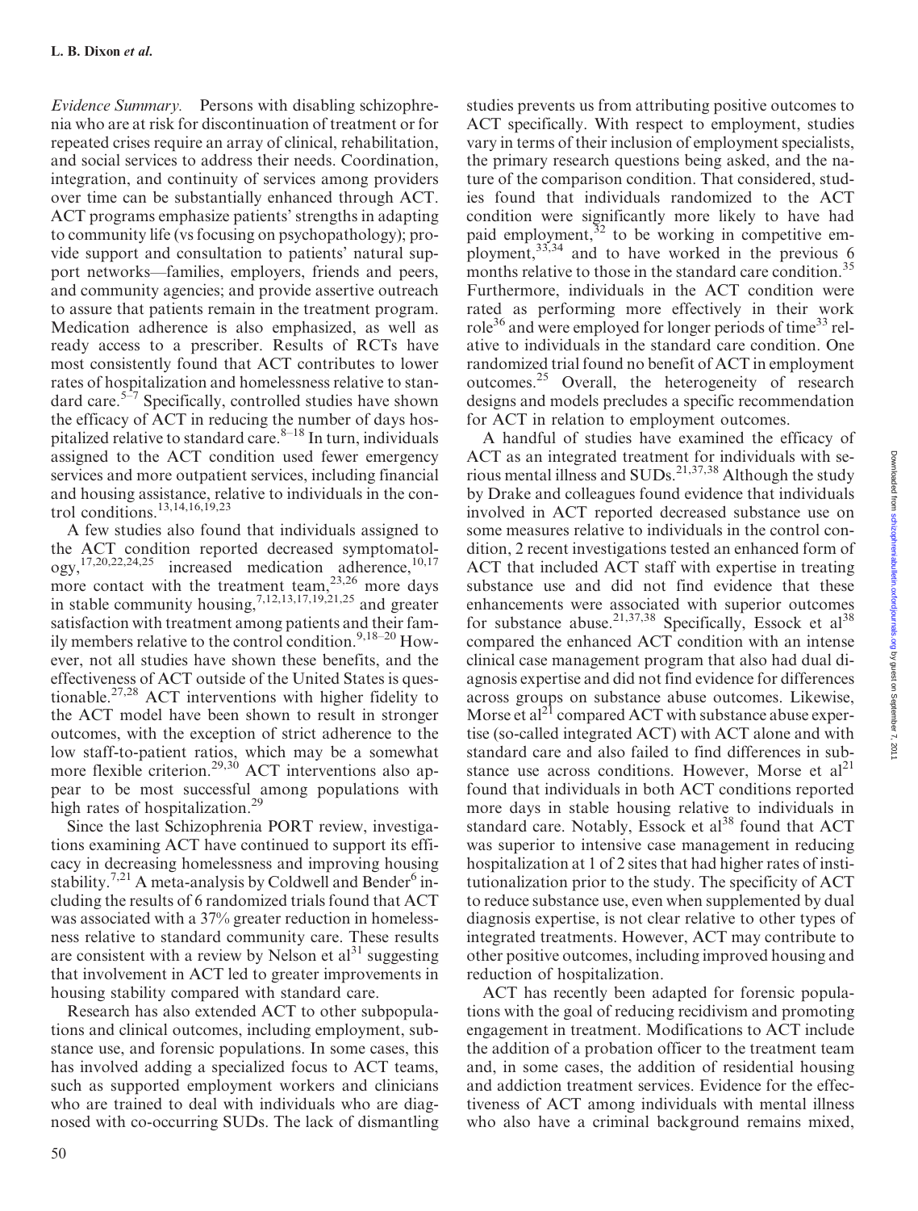*Evidence Summary.* Persons with disabling schizophrenia who are at risk for discontinuation of treatment or for repeated crises require an array of clinical, rehabilitation, and social services to address their needs. Coordination, integration, and continuity of services among providers over time can be substantially enhanced through ACT. ACT programs emphasize patients' strengths in adapting to community life (vs focusing on psychopathology); provide support and consultation to patients' natural support networks—families, employers, friends and peers, and community agencies; and provide assertive outreach to assure that patients remain in the treatment program. Medication adherence is also emphasized, as well as ready access to a prescriber. Results of RCTs have most consistently found that ACT contributes to lower rates of hospitalization and homelessness relative to standard care.[5–7] Specifically, controlled studies have shown the efficacy of ACT in reducing the number of days hospitalized relative to standard care.[8–18] In turn, individuals assigned to the ACT condition used fewer emergency services and more outpatient services, including financial and housing assistance, relative to individuals in the control conditions.[13,14,16,19,23]

A few studies also found that individuals assigned to the ACT condition reported decreased symptomatology,[17,20,22,24,25] increased medication adherence,[10,17] more contact with the treatment team,[23,26] more days in stable community housing,[7,12,13,17,19,21,25] and greater satisfaction with treatment among patients and their family members relative to the control condition.[9,18–20] However, not all studies have shown these benefits, and the effectiveness of ACT outside of the United States is questionable.[27,28] ACT interventions with higher fidelity to the ACT model have been shown to result in stronger outcomes, with the exception of strict adherence to the low staff-to-patient ratios, which may be a somewhat more flexible criterion.[29,30] ACT interventions also appear to be most successful among populations with high rates of hospitalization.[29]

Since the last Schizophrenia PORT review, investigations examining ACT have continued to support its efficacy in decreasing homelessness and improving housing stability.[7,21] A meta-analysis by Coldwell and Bender[6] including the results of 6 randomized trials found that ACT was associated with a 37% greater reduction in homelessness relative to standard community care. These results are consistent with a review by Nelson et al[31] suggesting that involvement in ACT led to greater improvements in housing stability compared with standard care.

Research has also extended ACT to other subpopulations and clinical outcomes, including employment, substance use, and forensic populations. In some cases, this has involved adding a specialized focus to ACT teams, such as supported employment workers and clinicians who are trained to deal with individuals who are diagnosed with co-occurring SUDs. The lack of dismantling studies prevents us from attributing positive outcomes to ACT specifically. With respect to employment, studies vary in terms of their inclusion of employment specialists, the primary research questions being asked, and the nature of the comparison condition. That considered, studies found that individuals randomized to the ACT condition were significantly more likely to have had paid employment,[32] to be working in competitive employment,[33,34] and to have worked in the previous 6 months relative to those in the standard care condition.[35] Furthermore, individuals in the ACT condition were rated as performing more effectively in their work role[36] and were employed for longer periods of time[33] relative to individuals in the standard care condition. One randomized trial found no benefit of ACT in employment outcomes.[25] Overall, the heterogeneity of research designs and models precludes a specific recommendation for ACT in relation to employment outcomes.

A handful of studies have examined the efficacy of ACT as an integrated treatment for individuals with serious mental illness and SUDs.[21,37,38] Although the study by Drake and colleagues found evidence that individuals involved in ACT reported decreased substance use on some measures relative to individuals in the control condition, 2 recent investigations tested an enhanced form of ACT that included ACT staff with expertise in treating substance use and did not find evidence that these enhancements were associated with superior outcomes for substance abuse.[21,37,38] Specifically, Essock et al[38] compared the enhanced ACT condition with an intense clinical case management program that also had dual diagnosis expertise and did not find evidence for differences across groups on substance abuse outcomes. Likewise, Morse et al[21] compared ACT with substance abuse expertise (so-called integrated ACT) with ACT alone and with standard care and also failed to find differences in substance use across conditions. However, Morse et al[21] found that individuals in both ACT conditions reported more days in stable housing relative to individuals in standard care. Notably, Essock et al[38] found that ACT was superior to intensive case management in reducing hospitalization at 1 of 2 sites that had higher rates of institutionalization prior to the study. The specificity of ACT to reduce substance use, even when supplemented by dual diagnosis expertise, is not clear relative to other types of integrated treatments. However, ACT may contribute to other positive outcomes, including improved housing and reduction of hospitalization.

ACT has recently been adapted for forensic populations with the goal of reducing recidivism and promoting engagement in treatment. Modifications to ACT include the addition of a probation officer to the treatment team and, in some cases, the addition of residential housing and addiction treatment services. Evidence for the effectiveness of ACT among individuals with mental illness who also have a criminal background remains mixed,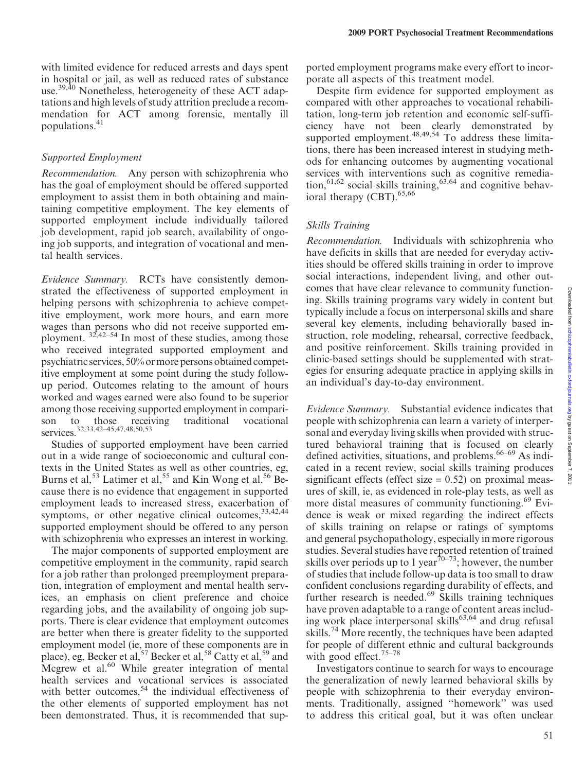with limited evidence for reduced arrests and days spent in hospital or jail, as well as reduced rates of substance use.[39,40] Nonetheless, heterogeneity of these ACT adaptations and high levels of study attrition preclude a recommendation for ACT among forensic, mentally ill populations.[41]

### *Supported Employment*

*Recommendation.* Any person with schizophrenia who has the goal of employment should be offered supported employment to assist them in both obtaining and maintaining competitive employment. The key elements of supported employment include individually tailored job development, rapid job search, availability of ongoing job supports, and integration of vocational and mental health services.

*Evidence Summary.* RCTs have consistently demonstrated the effectiveness of supported employment in helping persons with schizophrenia to achieve competitive employment, work more hours, and earn more wages than persons who did not receive supported employment.[32,42–54] In most of these studies, among those who received integrated supported employment and psychiatric services, 50% or more persons obtained competitive employment at some point during the study follow-up period. Outcomes relating to the amount of hours worked and wages earned were also found to be superior among those receiving supported employment in comparison to those receiving traditional vocational services.[32,33,42–45,47,48,50,53]

Studies of supported employment have been carried out in a wide range of socioeconomic and cultural contexts in the United States as well as other countries, eg, Burns et al,[53] Latimer et al,[55] and Kin Wong et al.[56] Because there is no evidence that engagement in supported employment leads to increased stress, exacerbation of symptoms, or other negative clinical outcomes,[33,42,44] supported employment should be offered to any person with schizophrenia who expresses an interest in working.

The major components of supported employment are competitive employment in the community, rapid search for a job rather than prolonged preemployment preparation, integration of employment and mental health services, an emphasis on client preference and choice regarding jobs, and the availability of ongoing job supports. There is clear evidence that employment outcomes are better when there is greater fidelity to the supported employment model (ie, more of these components are in place), eg, Becker et al,[57] Becker et al,[58] Catty et al,[59] and Mcgrew et al.[60] While greater integration of mental health services and vocational services is associated with better outcomes,[54] the individual effectiveness of the other elements of supported employment has not been demonstrated. Thus, it is recommended that supported employment programs make every effort to incorporate all aspects of this treatment model.

Despite firm evidence for supported employment as compared with other approaches to vocational rehabilitation, long-term job retention and economic self-sufficiency have not been clearly demonstrated by supported employment.[48,49,54] To address these limitations, there has been increased interest in studying methods for enhancing outcomes by augmenting vocational services with interventions such as cognitive remediation,[61,62] social skills training,[63,64] and cognitive behavioral therapy (CBT).[65,66]

### *Skills Training*

*Recommendation.* Individuals with schizophrenia who have deficits in skills that are needed for everyday activities should be offered skills training in order to improve social interactions, independent living, and other outcomes that have clear relevance to community functioning. Skills training programs vary widely in content but typically include a focus on interpersonal skills and share several key elements, including behaviorally based instruction, role modeling, rehearsal, corrective feedback, and positive reinforcement. Skills training provided in clinic-based settings should be supplemented with strategies for ensuring adequate practice in applying skills in an individual's day-to-day environment.

*Evidence Summary.* Substantial evidence indicates that people with schizophrenia can learn a variety of interpersonal and everyday living skills when provided with structured behavioral training that is focused on clearly defined activities, situations, and problems.[66–69] As indicated in a recent review, social skills training produces significant effects (effect size = 0.52) on proximal measures of skill, ie, as evidenced in role-play tests, as well as more distal measures of community functioning.[69] Evidence is weak or mixed regarding the indirect effects of skills training on relapse or ratings of symptoms and general psychopathology, especially in more rigorous studies. Several studies have reported retention of trained skills over periods up to 1 year[70–73]; however, the number of studies that include follow-up data is too small to draw confident conclusions regarding durability of effects, and further research is needed.[69] Skills training techniques have proven adaptable to a range of content areas including work place interpersonal skills[63,64] and drug refusal skills.[74] More recently, the techniques have been adapted for people of different ethnic and cultural backgrounds with good effect.[75–78]

Investigators continue to search for ways to encourage the generalization of newly learned behavioral skills by people with schizophrenia to their everyday environments. Traditionally, assigned "homework" was used to address this critical goal, but it was often unclear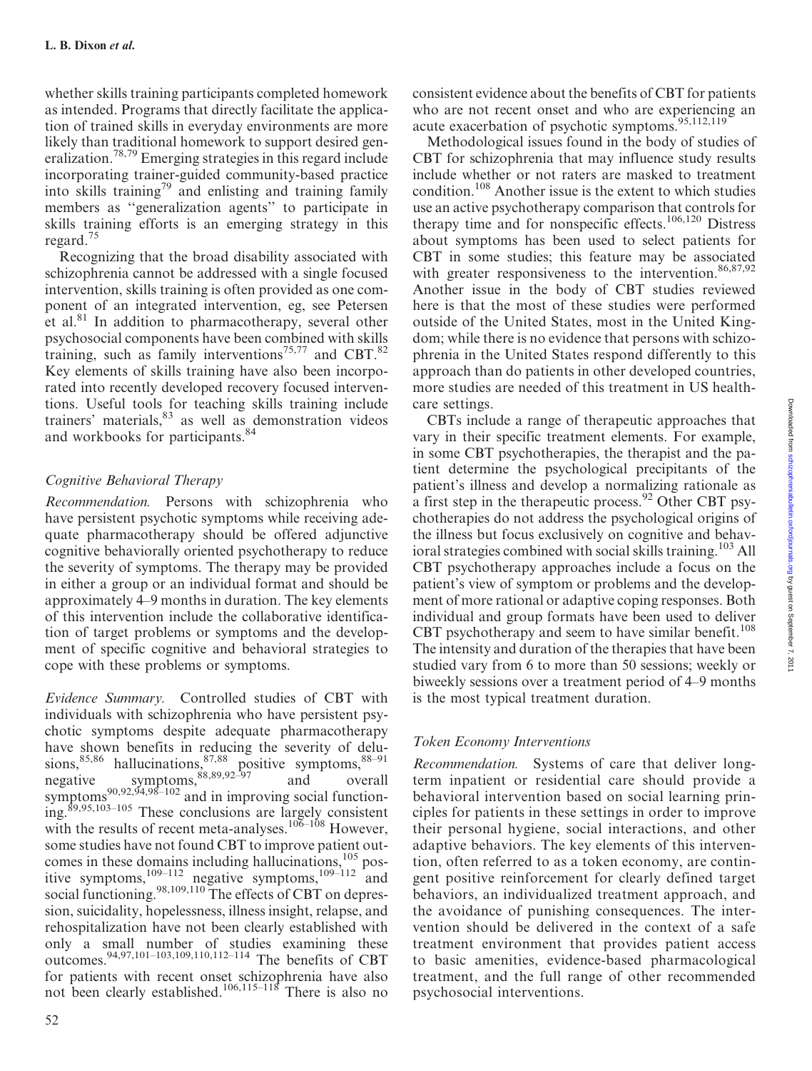whether skills training participants completed homework as intended. Programs that directly facilitate the application of trained skills in everyday environments are more likely than traditional homework to support desired generalization.[78,79] Emerging strategies in this regard include incorporating trainer-guided community-based practice into skills training[79] and enlisting and training family members as ''generalization agents'' to participate in skills training efforts is an emerging strategy in this regard.[75]

Recognizing that the broad disability associated with schizophrenia cannot be addressed with a single focused intervention, skills training is often provided as one component of an integrated intervention, eg, see Petersen et al.[81] In addition to pharmacotherapy, several other psychosocial components have been combined with skills training, such as family interventions[75,77] and CBT.[82] Key elements of skills training have also been incorporated into recently developed recovery focused interventions. Useful tools for teaching skills training include trainers' materials,[83] as well as demonstration videos and workbooks for participants.[84]

### *Cognitive Behavioral Therapy*

*Recommendation.* Persons with schizophrenia who have persistent psychotic symptoms while receiving adequate pharmacotherapy should be offered adjunctive cognitive behaviorally oriented psychotherapy to reduce the severity of symptoms. The therapy may be provided in either a group or an individual format and should be approximately 4–9 months in duration. The key elements of this intervention include the collaborative identification of target problems or symptoms and the development of specific cognitive and behavioral strategies to cope with these problems or symptoms.

*Evidence Summary.* Controlled studies of CBT with individuals with schizophrenia who have persistent psychotic symptoms despite adequate pharmacotherapy have shown benefits in reducing the severity of delusions,[85,86] hallucinations,[87,88] positive symptoms,[88–91] negative symptoms,[88,89,92–97] and overall symptoms[90,92,94,98–102] and in improving social functioning.[89,95,103–105] These conclusions are largely consistent with the results of recent meta-analyses.[106–108] However, some studies have not found CBT to improve patient outcomes in these domains including hallucinations,[105] positive symptoms,[109–112] negative symptoms,[109–112] and social functioning.[98,109,110] The effects of CBT on depression, suicidality, hopelessness, illness insight, relapse, and rehospitalization have not been clearly established with only a small number of studies examining these outcomes.[94,97,101–103,109,110,112–114] The benefits of CBT for patients with recent onset schizophrenia have also not been clearly established.[106,115–118] There is also no consistent evidence about the benefits of CBT for patients who are not recent onset and who are experiencing an acute exacerbation of psychotic symptoms.[95,112,119]

Methodological issues found in the body of studies of CBT for schizophrenia that may influence study results include whether or not raters are masked to treatment condition.[108] Another issue is the extent to which studies use an active psychotherapy comparison that controls for therapy time and for nonspecific effects.[106,120] Distress about symptoms has been used to select patients for CBT in some studies; this feature may be associated with greater responsiveness to the intervention.[86,87,92] Another issue in the body of CBT studies reviewed here is that the most of these studies were performed outside of the United States, most in the United Kingdom; while there is no evidence that persons with schizophrenia in the United States respond differently to this approach than do patients in other developed countries, more studies are needed of this treatment in US healthcare settings.

CBTs include a range of therapeutic approaches that vary in their specific treatment elements. For example, in some CBT psychotherapies, the therapist and the patient determine the psychological precipitants of the patient's illness and develop a normalizing rationale as a first step in the therapeutic process.[92] Other CBT psychotherapies do not address the psychological origins of the illness but focus exclusively on cognitive and behavioral strategies combined with social skills training.[103] All CBT psychotherapy approaches include a focus on the patient's view of symptom or problems and the development of more rational or adaptive coping responses. Both individual and group formats have been used to deliver CBT psychotherapy and seem to have similar benefit.[108] The intensity and duration of the therapies that have been studied vary from 6 to more than 50 sessions; weekly or biweekly sessions over a treatment period of 4–9 months is the most typical treatment duration.

### *Token Economy Interventions*

*Recommendation.* Systems of care that deliver long-term inpatient or residential care should provide a behavioral intervention based on social learning principles for patients in these settings in order to improve their personal hygiene, social interactions, and other adaptive behaviors. The key elements of this intervention, often referred to as a token economy, are contingent positive reinforcement for clearly defined target behaviors, an individualized treatment approach, and the avoidance of punishing consequences. The intervention should be delivered in the context of a safe treatment environment that provides patient access to basic amenities, evidence-based pharmacological treatment, and the full range of other recommended psychosocial interventions.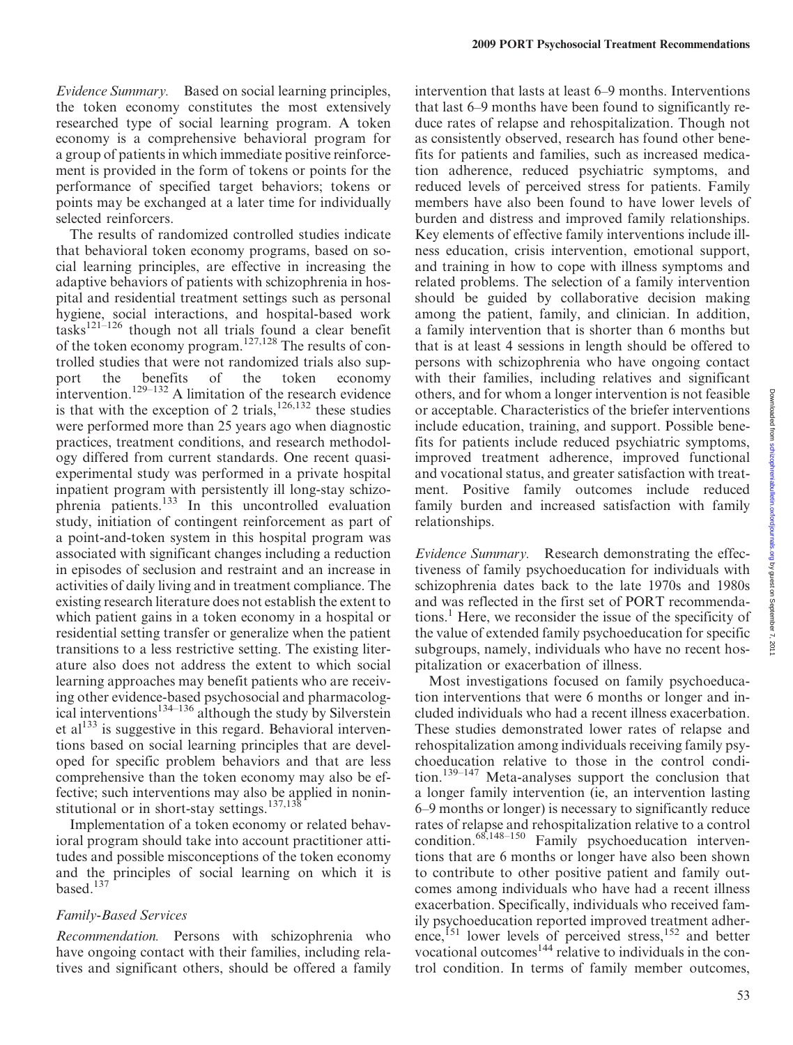*Evidence Summary.* Based on social learning principles, the token economy constitutes the most extensively researched type of social learning program. A token economy is a comprehensive behavioral program for a group of patients in which immediate positive reinforcement is provided in the form of tokens or points for the performance of specified target behaviors; tokens or points may be exchanged at a later time for individually selected reinforcers.

The results of randomized controlled studies indicate that behavioral token economy programs, based on social learning principles, are effective in increasing the adaptive behaviors of patients with schizophrenia in hospital and residential treatment settings such as personal hygiene, social interactions, and hospital-based work tasks[121–126] though not all trials found a clear benefit of the token economy program.[127,128] The results of controlled studies that were not randomized trials also support the benefits of the token economy intervention.[129–132] A limitation of the research evidence is that with the exception of 2 trials,[126,132] these studies were performed more than 25 years ago when diagnostic practices, treatment conditions, and research methodology differed from current standards. One recent quasi-experimental study was performed in a private hospital inpatient program with persistently ill long-stay schizophrenia patients.[133] In this uncontrolled evaluation study, initiation of contingent reinforcement as part of a point-and-token system in this hospital program was associated with significant changes including a reduction in episodes of seclusion and restraint and an increase in activities of daily living and in treatment compliance. The existing research literature does not establish the extent to which patient gains in a token economy in a hospital or residential setting transfer or generalize when the patient transitions to a less restrictive setting. The existing literature also does not address the extent to which social learning approaches may benefit patients who are receiving other evidence-based psychosocial and pharmacological interventions[134–136] although the study by Silverstein et al[133] is suggestive in this regard. Behavioral interventions based on social learning principles that are developed for specific problem behaviors and that are less comprehensive than the token economy may also be effective; such interventions may also be applied in noninstitutional or in short-stay settings.[137,138]

Implementation of a token economy or related behavioral program should take into account practitioner attitudes and possible misconceptions of the token economy and the principles of social learning on which it is based.[137]

### *Family-Based Services*

*Recommendation.* Persons with schizophrenia who have ongoing contact with their families, including relatives and significant others, should be offered a family intervention that lasts at least 6–9 months. Interventions that last 6–9 months have been found to significantly reduce rates of relapse and rehospitalization. Though not as consistently observed, research has found other benefits for patients and families, such as increased medication adherence, reduced psychiatric symptoms, and reduced levels of perceived stress for patients. Family members have also been found to have lower levels of burden and distress and improved family relationships. Key elements of effective family interventions include illness education, crisis intervention, emotional support, and training in how to cope with illness symptoms and related problems. The selection of a family intervention should be guided by collaborative decision making among the patient, family, and clinician. In addition, a family intervention that is shorter than 6 months but that is at least 4 sessions in length should be offered to persons with schizophrenia who have ongoing contact with their families, including relatives and significant others, and for whom a longer intervention is not feasible or acceptable. Characteristics of the briefer interventions include education, training, and support. Possible benefits for patients include reduced psychiatric symptoms, improved treatment adherence, improved functional and vocational status, and greater satisfaction with treatment. Positive family outcomes include reduced family burden and increased satisfaction with family relationships.

*Evidence Summary.* Research demonstrating the effectiveness of family psychoeducation for individuals with schizophrenia dates back to the late 1970s and 1980s and was reflected in the first set of PORT recommendations.[1] Here, we reconsider the issue of the specificity of the value of extended family psychoeducation for specific subgroups, namely, individuals who have no recent hospitalization or exacerbation of illness.

Most investigations focused on family psychoeducation interventions that were 6 months or longer and included individuals who had a recent illness exacerbation. These studies demonstrated lower rates of relapse and rehospitalization among individuals receiving family psychoeducation relative to those in the control condition.[139–147] Meta-analyses support the conclusion that a longer family intervention (ie, an intervention lasting 6–9 months or longer) is necessary to significantly reduce rates of relapse and rehospitalization relative to a control condition.[68,148–150] Family psychoeducation interventions that are 6 months or longer have also been shown to contribute to other positive patient and family outcomes among individuals who have had a recent illness exacerbation. Specifically, individuals who received family psychoeducation reported improved treatment adherence,[151] lower levels of perceived stress,[152] and better vocational outcomes[144] relative to individuals in the control condition. In terms of family member outcomes,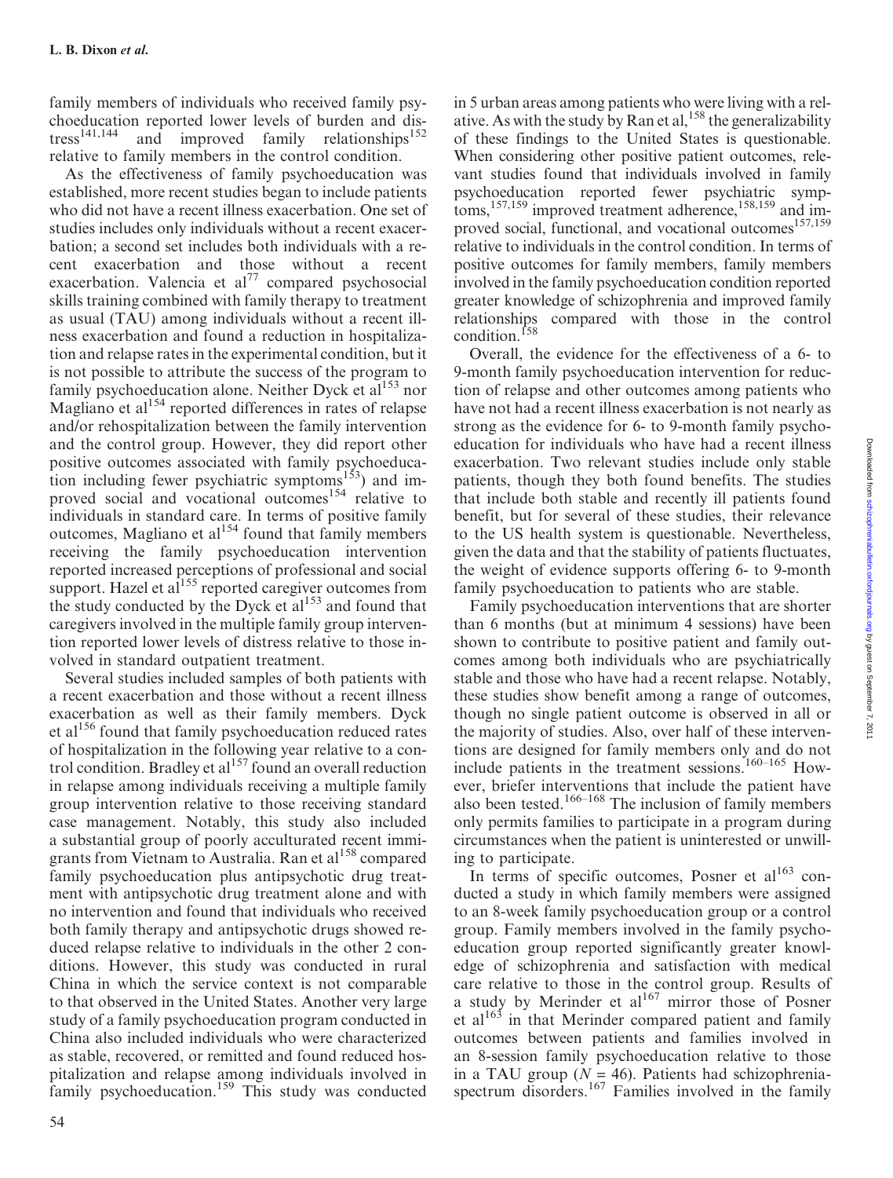family members of individuals who received family psychoeducation reported lower levels of burden and distress[141,144] and improved family relationships[152] relative to family members in the control condition.

As the effectiveness of family psychoeducation was established, more recent studies began to include patients who did not have a recent illness exacerbation. One set of studies includes only individuals without a recent exacerbation; a second set includes both individuals with a recent exacerbation and those without a recent exacerbation. Valencia et al[77] compared psychosocial skills training combined with family therapy to treatment as usual (TAU) among individuals without a recent illness exacerbation and found a reduction in hospitalization and relapse rates in the experimental condition, but it is not possible to attribute the success of the program to family psychoeducation alone. Neither Dyck et al[153] nor Magliano et al[154] reported differences in rates of relapse and/or rehospitalization between the family intervention and the control group. However, they did report other positive outcomes associated with family psychoeducation including fewer psychiatric symptoms[153]) and improved social and vocational outcomes[154] relative to individuals in standard care. In terms of positive family outcomes, Magliano et al[154] found that family members receiving the family psychoeducation intervention reported increased perceptions of professional and social support. Hazel et al[155] reported caregiver outcomes from the study conducted by the Dyck et al[153] and found that caregivers involved in the multiple family group intervention reported lower levels of distress relative to those involved in standard outpatient treatment.

Several studies included samples of both patients with a recent exacerbation and those without a recent illness exacerbation as well as their family members. Dyck et al[156] found that family psychoeducation reduced rates of hospitalization in the following year relative to a control condition. Bradley et al[157] found an overall reduction in relapse among individuals receiving a multiple family group intervention relative to those receiving standard case management. Notably, this study also included a substantial group of poorly acculturated recent immigrants from Vietnam to Australia. Ran et al[158] compared family psychoeducation plus antipsychotic drug treatment with antipsychotic drug treatment alone and with no intervention and found that individuals who received both family therapy and antipsychotic drugs showed reduced relapse relative to individuals in the other 2 conditions. However, this study was conducted in rural China in which the service context is not comparable to that observed in the United States. Another very large study of a family psychoeducation program conducted in China also included individuals who were characterized as stable, recovered, or remitted and found reduced hospitalization and relapse among individuals involved in family psychoeducation.[159] This study was conducted in 5 urban areas among patients who were living with a relative. As with the study by Ran et al,[158] the generalizability of these findings to the United States is questionable. When considering other positive patient outcomes, relevant studies found that individuals involved in family psychoeducation reported fewer psychiatric symptoms,[157,159] improved treatment adherence,[158,159] and improved social, functional, and vocational outcomes[157,159] relative to individuals in the control condition. In terms of positive outcomes for family members, family members involved in the family psychoeducation condition reported greater knowledge of schizophrenia and improved family relationships compared with those in the control condition.[158]

Overall, the evidence for the effectiveness of a 6- to 9-month family psychoeducation intervention for reduction of relapse and other outcomes among patients who have not had a recent illness exacerbation is not nearly as strong as the evidence for 6- to 9-month family psychoeducation for individuals who have had a recent illness exacerbation. Two relevant studies include only stable patients, though they both found benefits. The studies that include both stable and recently ill patients found benefit, but for several of these studies, their relevance to the US health system is questionable. Nevertheless, given the data and that the stability of patients fluctuates, the weight of evidence supports offering 6- to 9-month family psychoeducation to patients who are stable.

Family psychoeducation interventions that are shorter than 6 months (but at minimum 4 sessions) have been shown to contribute to positive patient and family outcomes among both individuals who are psychiatrically stable and those who have had a recent relapse. Notably, these studies show benefit among a range of outcomes, though no single patient outcome is observed in all or the majority of studies. Also, over half of these interventions are designed for family members only and do not include patients in the treatment sessions.[160–165] However, briefer interventions that include the patient have also been tested.[166–168] The inclusion of family members only permits families to participate in a program during circumstances when the patient is uninterested or unwilling to participate.

In terms of specific outcomes, Posner et al[163] conducted a study in which family members were assigned to an 8-week family psychoeducation group or a control group. Family members involved in the family psychoeducation group reported significantly greater knowledge of schizophrenia and satisfaction with medical care relative to those in the control group. Results of a study by Merinder et al[167] mirror those of Posner et al[163] in that Merinder compared patient and family outcomes between patients and families involved in an 8-session family psychoeducation relative to those in a TAU group ($N = 46$). Patients had schizophrenia-spectrum disorders.[167] Families involved in the family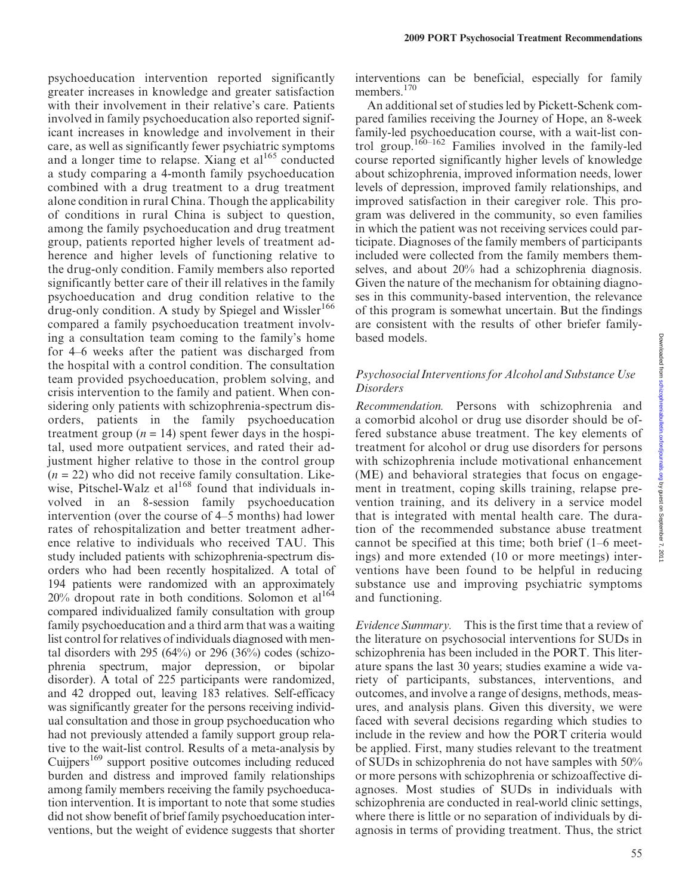psychoeducation intervention reported significantly greater increases in knowledge and greater satisfaction with their involvement in their relative's care. Patients involved in family psychoeducation also reported significant increases in knowledge and involvement in their care, as well as significantly fewer psychiatric symptoms and a longer time to relapse. Xiang et al[165] conducted a study comparing a 4-month family psychoeducation combined with a drug treatment to a drug treatment alone condition in rural China. Though the applicability of conditions in rural China is subject to question, among the family psychoeducation and drug treatment group, patients reported higher levels of treatment adherence and higher levels of functioning relative to the drug-only condition. Family members also reported significantly better care of their ill relatives in the family psychoeducation and drug condition relative to the drug-only condition. A study by Spiegel and Wissler[166] compared a family psychoeducation treatment involving a consultation team coming to the family's home for 4–6 weeks after the patient was discharged from the hospital with a control condition. The consultation team provided psychoeducation, problem solving, and crisis intervention to the family and patient. When considering only patients with schizophrenia-spectrum disorders, patients in the family psychoeducation treatment group ($n = 14$) spent fewer days in the hospital, used more outpatient services, and rated their adjustment higher relative to those in the control group ($n = 22$) who did not receive family consultation. Likewise, Pitschel-Walz et al[168] found that individuals involved in an 8-session family psychoeducation intervention (over the course of 4–5 months) had lower rates of rehospitalization and better treatment adherence relative to individuals who received TAU. This study included patients with schizophrenia-spectrum disorders who had been recently hospitalized. A total of 194 patients were randomized with an approximately 20% dropout rate in both conditions. Solomon et al[164] compared individualized family consultation with group family psychoeducation and a third arm that was a waiting list control for relatives of individuals diagnosed with mental disorders with 295 (64%) or 296 (36%) codes (schizophrenia spectrum, major depression, or bipolar disorder). A total of 225 participants were randomized, and 42 dropped out, leaving 183 relatives. Self-efficacy was significantly greater for the persons receiving individual consultation and those in group psychoeducation who had not previously attended a family support group relative to the wait-list control. Results of a meta-analysis by Cuijpers[169] support positive outcomes including reduced burden and distress and improved family relationships among family members receiving the family psychoeducation intervention. It is important to note that some studies did not show benefit of brief family psychoeducation interventions, but the weight of evidence suggests that shorter interventions can be beneficial, especially for family members.[170]

An additional set of studies led by Pickett-Schenk compared families receiving the Journey of Hope, an 8-week family-led psychoeducation course, with a wait-list control group.[160–162] Families involved in the family-led course reported significantly higher levels of knowledge about schizophrenia, improved information needs, lower levels of depression, improved family relationships, and improved satisfaction in their caregiver role. This program was delivered in the community, so even families in which the patient was not receiving services could participate. Diagnoses of the family members of participants included were collected from the family members themselves, and about 20% had a schizophrenia diagnosis. Given the nature of the mechanism for obtaining diagnoses in this community-based intervention, the relevance of this program is somewhat uncertain. But the findings are consistent with the results of other briefer family-based models.

### *Psychosocial Interventions for Alcohol and Substance Use Disorders*

*Recommendation.* Persons with schizophrenia and a comorbid alcohol or drug use disorder should be offered substance abuse treatment. The key elements of treatment for alcohol or drug use disorders for persons with schizophrenia include motivational enhancement (ME) and behavioral strategies that focus on engagement in treatment, coping skills training, relapse prevention training, and its delivery in a service model that is integrated with mental health care. The duration of the recommended substance abuse treatment cannot be specified at this time; both brief (1–6 meetings) and more extended (10 or more meetings) interventions have been found to be helpful in reducing substance use and improving psychiatric symptoms and functioning.

*Evidence Summary.* This is the first time that a review of the literature on psychosocial interventions for SUDs in schizophrenia has been included in the PORT. This literature spans the last 30 years; studies examine a wide variety of participants, substances, interventions, and outcomes, and involve a range of designs, methods, measures, and analysis plans. Given this diversity, we were faced with several decisions regarding which studies to include in the review and how the PORT criteria would be applied. First, many studies relevant to the treatment of SUDs in schizophrenia do not have samples with 50% or more persons with schizophrenia or schizoaffective diagnoses. Most studies of SUDs in individuals with schizophrenia are conducted in real-world clinic settings, where there is little or no separation of individuals by diagnosis in terms of providing treatment. Thus, the strict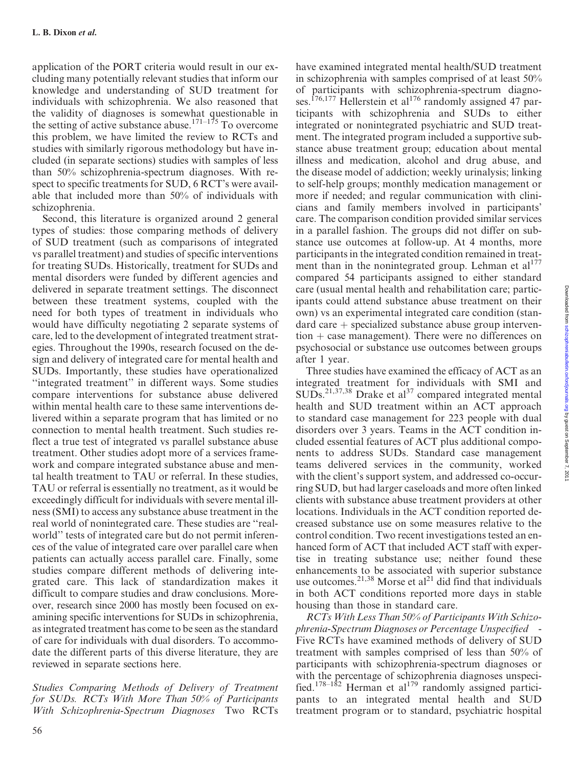application of the PORT criteria would result in our excluding many potentially relevant studies that inform our knowledge and understanding of SUD treatment for individuals with schizophrenia. We also reasoned that the validity of diagnoses is somewhat questionable in the setting of active substance abuse.[171–175] To overcome this problem, we have limited the review to RCTs and studies with similarly rigorous methodology but have included (in separate sections) studies with samples of less than 50% schizophrenia-spectrum diagnoses. With respect to specific treatments for SUD, 6 RCT's were available that included more than 50% of individuals with schizophrenia.

Second, this literature is organized around 2 general types of studies: those comparing methods of delivery of SUD treatment (such as comparisons of integrated vs parallel treatment) and studies of specific interventions for treating SUDs. Historically, treatment for SUDs and mental disorders were funded by different agencies and delivered in separate treatment settings. The disconnect between these treatment systems, coupled with the need for both types of treatment in individuals who would have difficulty negotiating 2 separate systems of care, led to the development of integrated treatment strategies. Throughout the 1990s, research focused on the design and delivery of integrated care for mental health and SUDs. Importantly, these studies have operationalized ''integrated treatment'' in different ways. Some studies compare interventions for substance abuse delivered within mental health care to these same interventions delivered within a separate program that has limited or no connection to mental health treatment. Such studies reflect a true test of integrated vs parallel substance abuse treatment. Other studies adopt more of a services framework and compare integrated substance abuse and mental health treatment to TAU or referral. In these studies, TAU or referral is essentially no treatment, as it would be exceedingly difficult for individuals with severe mental illness (SMI) to access any substance abuse treatment in the real world of nonintegrated care. These studies are ''real-world'' tests of integrated care but do not permit inferences of the value of integrated care over parallel care when patients can actually access parallel care. Finally, some studies compare different methods of delivering integrated care. This lack of standardization makes it difficult to compare studies and draw conclusions. Moreover, research since 2000 has mostly been focused on examining specific interventions for SUDs in schizophrenia, as integrated treatment has come to be seen as the standard of care for individuals with dual disorders. To accommodate the different parts of this diverse literature, they are reviewed in separate sections here.

*Studies Comparing Methods of Delivery of Treatment for SUDs. RCTs With More Than 50% of Participants With Schizophrenia-Spectrum Diagnoses* Two RCTs have examined integrated mental health/SUD treatment in schizophrenia with samples comprised of at least 50% of participants with schizophrenia-spectrum diagnoses.[176,177] Hellerstein et al[176] randomly assigned 47 participants with schizophrenia and SUDs to either integrated or nonintegrated psychiatric and SUD treatment. The integrated program included a supportive substance abuse treatment group; education about mental illness and medication, alcohol and drug abuse, and the disease model of addiction; weekly urinalysis; linking to self-help groups; monthly medication management or more if needed; and regular communication with clinicians and family members involved in participants' care. The comparison condition provided similar services in a parallel fashion. The groups did not differ on substance use outcomes at follow-up. At 4 months, more participants in the integrated condition remained in treatment than in the nonintegrated group. Lehman et al[177] compared 54 participants assigned to either standard care (usual mental health and rehabilitation care; participants could attend substance abuse treatment on their own) vs an experimental integrated care condition (standard care + specialized substance abuse group intervention + case management). There were no differences on psychosocial or substance use outcomes between groups after 1 year.

Three studies have examined the efficacy of ACT as an integrated treatment for individuals with SMI and SUDs.[21,37,38] Drake et al[37] compared integrated mental health and SUD treatment within an ACT approach to standard case management for 223 people with dual disorders over 3 years. Teams in the ACT condition included essential features of ACT plus additional components to address SUDs. Standard case management teams delivered services in the community, worked with the client's support system, and addressed co-occurring SUD, but had larger caseloads and more often linked clients with substance abuse treatment providers at other locations. Individuals in the ACT condition reported decreased substance use on some measures relative to the control condition. Two recent investigations tested an enhanced form of ACT that included ACT staff with expertise in treating substance use; neither found these enhancements to be associated with superior substance use outcomes.[21,38] Morse et al[21] did find that individuals in both ACT conditions reported more days in stable housing than those in standard care.

*RCTs With Less Than 50% of Participants With Schizophrenia-Spectrum Diagnoses or Percentage Unspecified* - Five RCTs have examined methods of delivery of SUD treatment with samples comprised of less than 50% of participants with schizophrenia-spectrum diagnoses or with the percentage of schizophrenia diagnoses unspecified.[178–182] Herman et al[179] randomly assigned participants to an integrated mental health and SUD treatment program or to standard, psychiatric hospital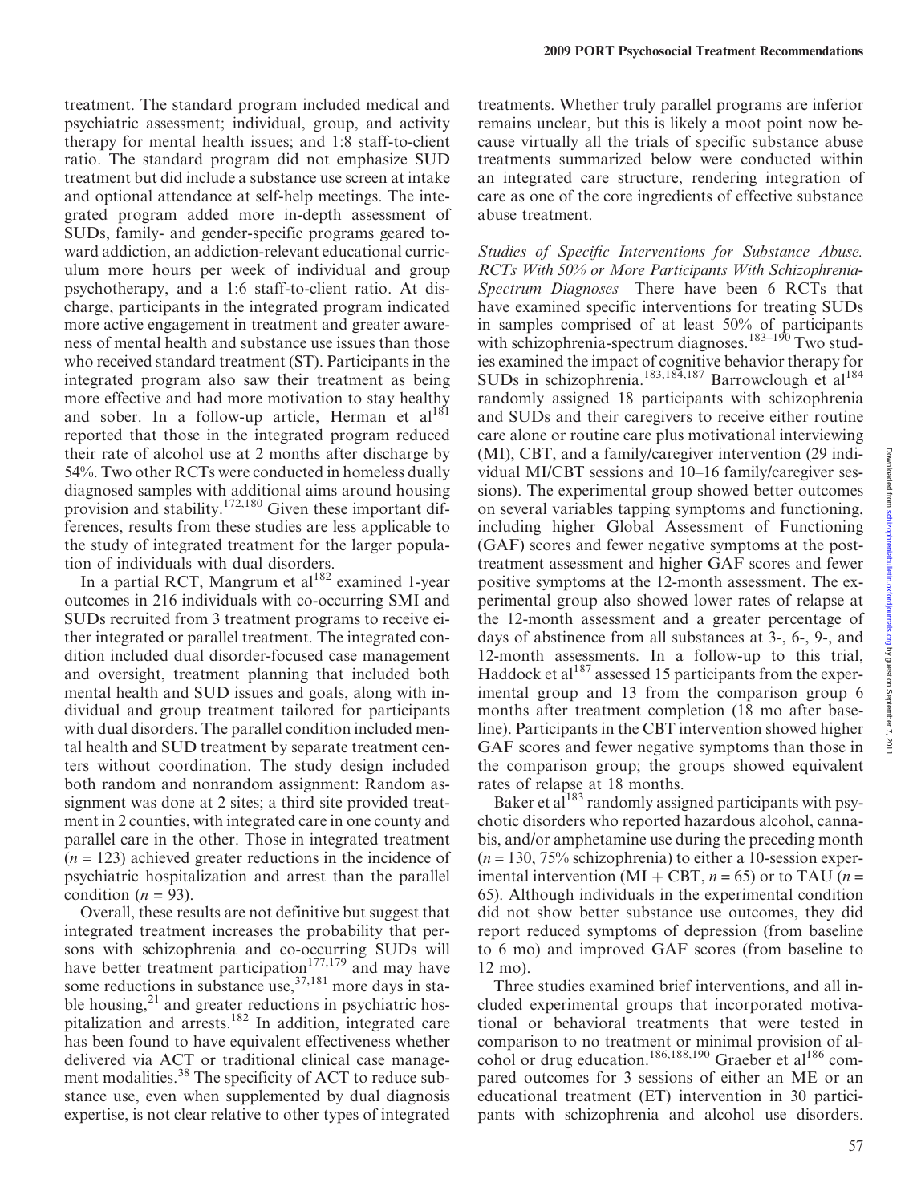treatment. The standard program included medical and psychiatric assessment; individual, group, and activity therapy for mental health issues; and 1:8 staff-to-client ratio. The standard program did not emphasize SUD treatment but did include a substance use screen at intake and optional attendance at self-help meetings. The integrated program added more in-depth assessment of SUDs, family- and gender-specific programs geared toward addiction, an addiction-relevant educational curriculum more hours per week of individual and group psychotherapy, and a 1:6 staff-to-client ratio. At discharge, participants in the integrated program indicated more active engagement in treatment and greater awareness of mental health and substance use issues than those who received standard treatment (ST). Participants in the integrated program also saw their treatment as being more effective and had more motivation to stay healthy and sober. In a follow-up article, Herman et al[181] reported that those in the integrated program reduced their rate of alcohol use at 2 months after discharge by 54%. Two other RCTs were conducted in homeless dually diagnosed samples with additional aims around housing provision and stability.[172,180] Given these important differences, results from these studies are less applicable to the study of integrated treatment for the larger population of individuals with dual disorders.

In a partial RCT, Mangrum et al[182] examined 1-year outcomes in 216 individuals with co-occurring SMI and SUDs recruited from 3 treatment programs to receive either integrated or parallel treatment. The integrated condition included dual disorder-focused case management and oversight, treatment planning that included both mental health and SUD issues and goals, along with individual and group treatment tailored for participants with dual disorders. The parallel condition included mental health and SUD treatment by separate treatment centers without coordination. The study design included both random and nonrandom assignment: Random assignment was done at 2 sites; a third site provided treatment in 2 counties, with integrated care in one county and parallel care in the other. Those in integrated treatment ($n$ = 123) achieved greater reductions in the incidence of psychiatric hospitalization and arrest than the parallel condition ($n$ = 93).

Overall, these results are not definitive but suggest that integrated treatment increases the probability that persons with schizophrenia and co-occurring SUDs will have better treatment participation[177,179] and may have some reductions in substance use,[37,181] more days in stable housing,[21] and greater reductions in psychiatric hospitalization and arrests.[182] In addition, integrated care has been found to have equivalent effectiveness whether delivered via ACT or traditional clinical case management modalities.[38] The specificity of ACT to reduce substance use, even when supplemented by dual diagnosis expertise, is not clear relative to other types of integrated treatments. Whether truly parallel programs are inferior remains unclear, but this is likely a moot point now because virtually all the trials of specific substance abuse treatments summarized below were conducted within an integrated care structure, rendering integration of care as one of the core ingredients of effective substance abuse treatment.

*Studies of Specific Interventions for Substance Abuse. RCTs With 50% or More Participants With Schizophrenia-Spectrum Diagnoses* There have been 6 RCTs that have examined specific interventions for treating SUDs in samples comprised of at least 50% of participants with schizophrenia-spectrum diagnoses.[183–190] Two studies examined the impact of cognitive behavior therapy for SUDs in schizophrenia.[183,184,187] Barrowclough et al[184] randomly assigned 18 participants with schizophrenia and SUDs and their caregivers to receive either routine care alone or routine care plus motivational interviewing (MI), CBT, and a family/caregiver intervention (29 individual MI/CBT sessions and 10–16 family/caregiver sessions). The experimental group showed better outcomes on several variables tapping symptoms and functioning, including higher Global Assessment of Functioning (GAF) scores and fewer negative symptoms at the post-treatment assessment and higher GAF scores and fewer positive symptoms at the 12-month assessment. The experimental group also showed lower rates of relapse at the 12-month assessment and a greater percentage of days of abstinence from all substances at 3-, 6-, 9-, and 12-month assessments. In a follow-up to this trial, Haddock et al[187] assessed 15 participants from the experimental group and 13 from the comparison group 6 months after treatment completion (18 mo after baseline). Participants in the CBT intervention showed higher GAF scores and fewer negative symptoms than those in the comparison group; the groups showed equivalent rates of relapse at 18 months.

Baker et al[183] randomly assigned participants with psychotic disorders who reported hazardous alcohol, cannabis, and/or amphetamine use during the preceding month ($n$ = 130, 75% schizophrenia) to either a 10-session experimental intervention (MI + CBT, $n$ = 65) or to TAU ($n$ = 65). Although individuals in the experimental condition did not show better substance use outcomes, they did report reduced symptoms of depression (from baseline to 6 mo) and improved GAF scores (from baseline to 12 mo).

Three studies examined brief interventions, and all included experimental groups that incorporated motivational or behavioral treatments that were tested in comparison to no treatment or minimal provision of alcohol or drug education.[186,188,190] Graeber et al[186] compared outcomes for 3 sessions of either an ME or an educational treatment (ET) intervention in 30 participants with schizophrenia and alcohol use disorders.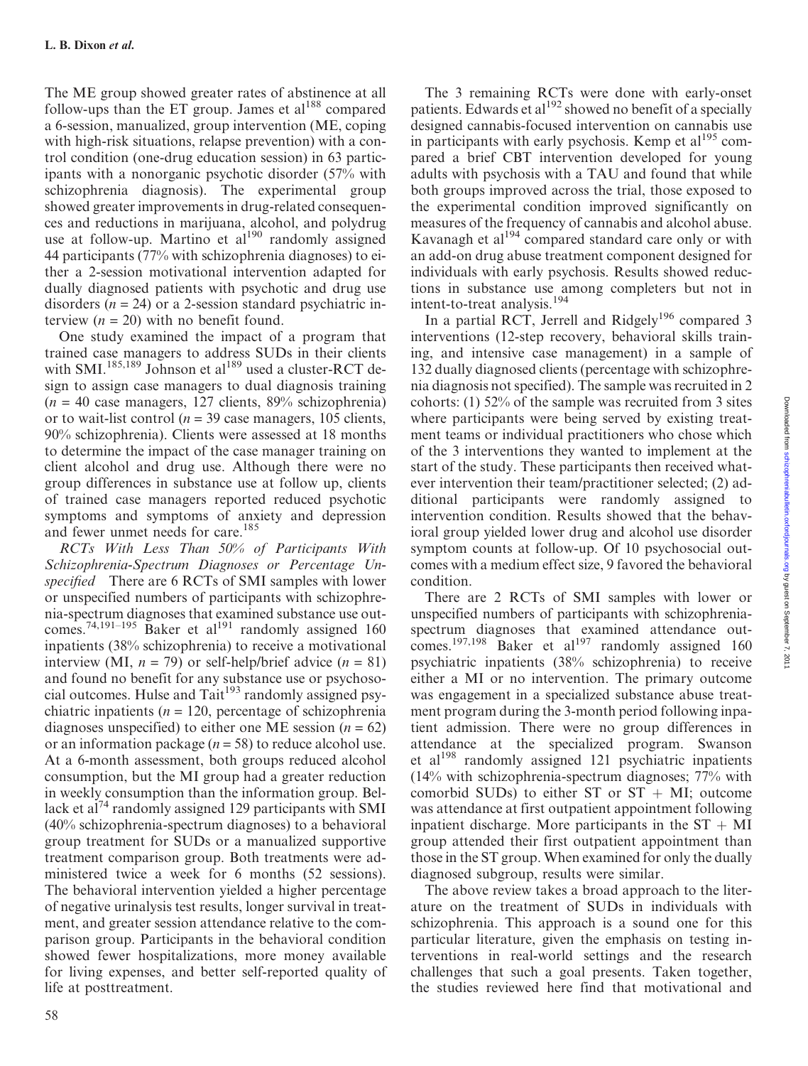The ME group showed greater rates of abstinence at all follow-ups than the ET group. James et al[188] compared a 6-session, manualized, group intervention (ME, coping with high-risk situations, relapse prevention) with a control condition (one-drug education session) in 63 participants with a nonorganic psychotic disorder (57% with schizophrenia diagnosis). The experimental group showed greater improvements in drug-related consequences and reductions in marijuana, alcohol, and polydrug use at follow-up. Martino et al[190] randomly assigned 44 participants (77% with schizophrenia diagnoses) to either a 2-session motivational intervention adapted for dually diagnosed patients with psychotic and drug use disorders ($n = 24$) or a 2-session standard psychiatric interview ($n = 20$) with no benefit found.

One study examined the impact of a program that trained case managers to address SUDs in their clients with SMI.[185,189] Johnson et al[189] used a cluster-RCT design to assign case managers to dual diagnosis training ($n = 40$ case managers, 127 clients, 89% schizophrenia) or to wait-list control ($n = 39$ case managers, 105 clients, 90% schizophrenia). Clients were assessed at 18 months to determine the impact of the case manager training on client alcohol and drug use. Although there were no group differences in substance use at follow up, clients of trained case managers reported reduced psychotic symptoms and symptoms of anxiety and depression and fewer unmet needs for care.[185]

*RCTs With Less Than 50% of Participants With Schizophrenia-Spectrum Diagnoses or Percentage Unspecified* There are 6 RCTs of SMI samples with lower or unspecified numbers of participants with schizophrenia-spectrum diagnoses that examined substance use outcomes.[74,191–195] Baker et al[191] randomly assigned 160 inpatients (38% schizophrenia) to receive a motivational interview (MI, $n = 79$) or self-help/brief advice ($n = 81$) and found no benefit for any substance use or psychosocial outcomes. Hulse and Tait[193] randomly assigned psychiatric inpatients ($n = 120$, percentage of schizophrenia diagnoses unspecified) to either one ME session ($n = 62$) or an information package ($n = 58$) to reduce alcohol use. At a 6-month assessment, both groups reduced alcohol consumption, but the MI group had a greater reduction in weekly consumption than the information group. Bellack et al[74] randomly assigned 129 participants with SMI (40% schizophrenia-spectrum diagnoses) to a behavioral group treatment for SUDs or a manualized supportive treatment comparison group. Both treatments were administered twice a week for 6 months (52 sessions). The behavioral intervention yielded a higher percentage of negative urinalysis test results, longer survival in treatment, and greater session attendance relative to the comparison group. Participants in the behavioral condition showed fewer hospitalizations, more money available for living expenses, and better self-reported quality of life at posttreatment.

The 3 remaining RCTs were done with early-onset patients. Edwards et al[192] showed no benefit of a specially designed cannabis-focused intervention on cannabis use in participants with early psychosis. Kemp et al[195] compared a brief CBT intervention developed for young adults with psychosis with a TAU and found that while both groups improved across the trial, those exposed to the experimental condition improved significantly on measures of the frequency of cannabis and alcohol abuse. Kavanagh et al[194] compared standard care only or with an add-on drug abuse treatment component designed for individuals with early psychosis. Results showed reductions in substance use among completers but not in intent-to-treat analysis.[194]

In a partial RCT, Jerrell and Ridgely[196] compared 3 interventions (12-step recovery, behavioral skills training, and intensive case management) in a sample of 132 dually diagnosed clients (percentage with schizophrenia diagnosis not specified). The sample was recruited in 2 cohorts: (1) 52% of the sample was recruited from 3 sites where participants were being served by existing treatment teams or individual practitioners who chose which of the 3 interventions they wanted to implement at the start of the study. These participants then received whatever intervention their team/practitioner selected; (2) additional participants were randomly assigned to intervention condition. Results showed that the behavioral group yielded lower drug and alcohol use disorder symptom counts at follow-up. Of 10 psychosocial outcomes with a medium effect size, 9 favored the behavioral condition.

There are 2 RCTs of SMI samples with lower or unspecified numbers of participants with schizophrenia-spectrum diagnoses that examined attendance outcomes.[197,198] Baker et al[197] randomly assigned 160 psychiatric inpatients (38% schizophrenia) to receive either a MI or no intervention. The primary outcome was engagement in a specialized substance abuse treatment program during the 3-month period following inpatient admission. There were no group differences in attendance at the specialized program. Swanson et al[198] randomly assigned 121 psychiatric inpatients (14% with schizophrenia-spectrum diagnoses; 77% with comorbid SUDs) to either ST or ST + MI; outcome was attendance at first outpatient appointment following inpatient discharge. More participants in the ST + MI group attended their first outpatient appointment than those in the ST group. When examined for only the dually diagnosed subgroup, results were similar.

The above review takes a broad approach to the literature on the treatment of SUDs in individuals with schizophrenia. This approach is a sound one for this particular literature, given the emphasis on testing interventions in real-world settings and the research challenges that such a goal presents. Taken together, the studies reviewed here find that motivational and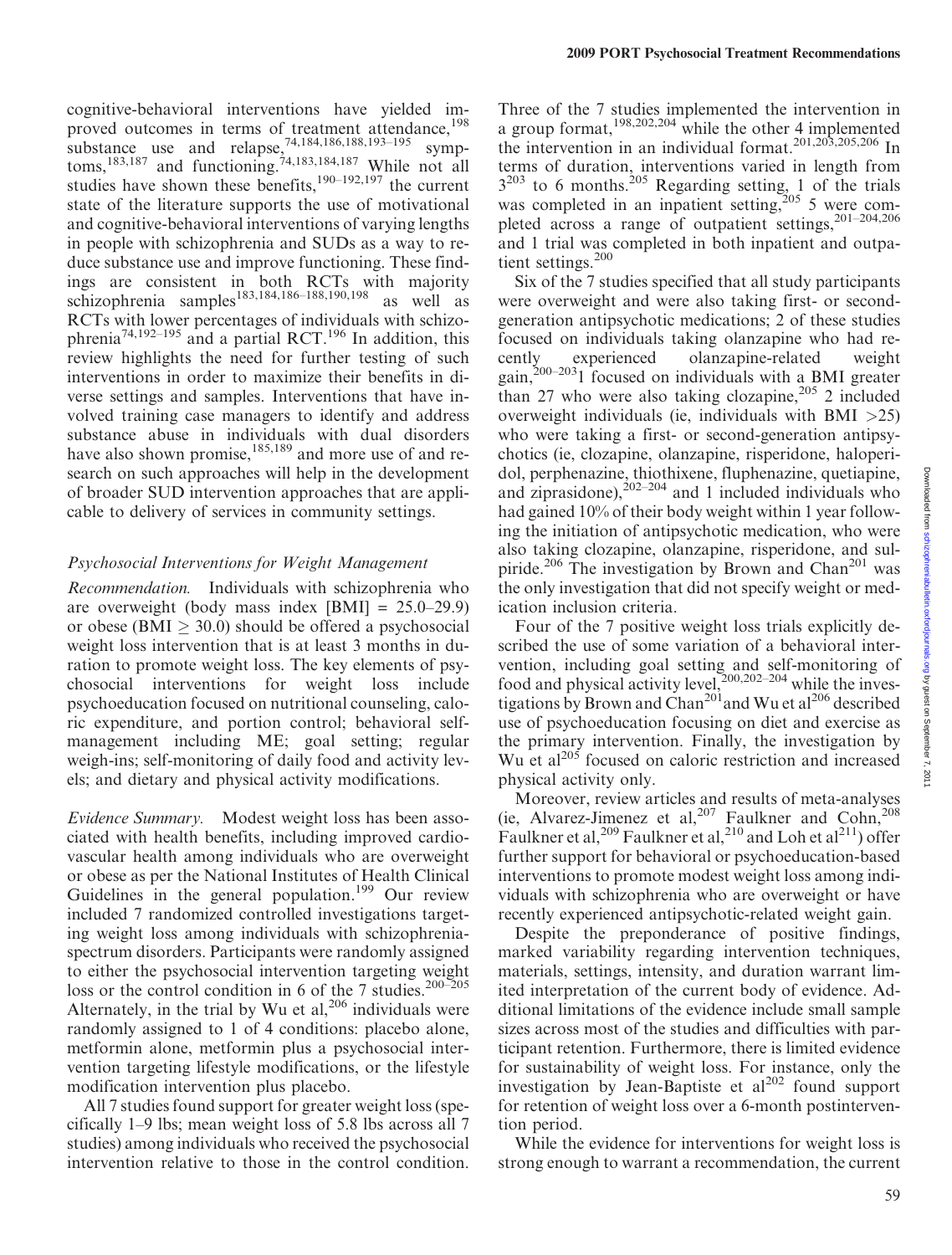cognitive-behavioral interventions have yielded improved outcomes in terms of treatment attendance,[198] substance use and relapse,[74,184,186,188,193–195] symptoms,[183,187] and functioning.[74,183,184,187] While not all studies have shown these benefits,[190–192,197] the current state of the literature supports the use of motivational and cognitive-behavioral interventions of varying lengths in people with schizophrenia and SUDs as a way to reduce substance use and improve functioning. These findings are consistent in both RCTs with majority schizophrenia samples[183,184,186–188,190,198] as well as RCTs with lower percentages of individuals with schizophrenia[74,192–195] and a partial RCT.[196] In addition, this review highlights the need for further testing of such interventions in order to maximize their benefits in diverse settings and samples. Interventions that have involved training case managers to identify and address substance abuse in individuals with dual disorders have also shown promise,[185,189] and more use of and research on such approaches will help in the development of broader SUD intervention approaches that are applicable to delivery of services in community settings.

### *Psychosocial Interventions for Weight Management*

*Recommendation.* Individuals with schizophrenia who are overweight (body mass index [BMI] = 25.0–29.9) or obese (BMI ≥ 30.0) should be offered a psychosocial weight loss intervention that is at least 3 months in duration to promote weight loss. The key elements of psychosocial interventions for weight loss include psychoeducation focused on nutritional counseling, caloric expenditure, and portion control; behavioral self-management including ME; goal setting; regular weigh-ins; self-monitoring of daily food and activity levels; and dietary and physical activity modifications.

*Evidence Summary.* Modest weight loss has been associated with health benefits, including improved cardiovascular health among individuals who are overweight or obese as per the National Institutes of Health Clinical Guidelines in the general population.[199] Our review included 7 randomized controlled investigations targeting weight loss among individuals with schizophrenia-spectrum disorders. Participants were randomly assigned to either the psychosocial intervention targeting weight loss or the control condition in 6 of the 7 studies.[200–205] Alternately, in the trial by Wu et al,[206] individuals were randomly assigned to 1 of 4 conditions: placebo alone, metformin alone, metformin plus a psychosocial intervention targeting lifestyle modifications, or the lifestyle modification intervention plus placebo.

All 7 studies found support for greater weight loss (specifically 1–9 lbs; mean weight loss of 5.8 lbs across all 7 studies) among individuals who received the psychosocial intervention relative to those in the control condition. Three of the 7 studies implemented the intervention in a group format,[198,202,204] while the other 4 implemented the intervention in an individual format.[201,203,205,206] In terms of duration, interventions varied in length from 3[203] to 6 months.[205] Regarding setting, 1 of the trials was completed in an inpatient setting,[205] 5 were completed across a range of outpatient settings,[201–204,206] and 1 trial was completed in both inpatient and outpatient settings.[200]

Six of the 7 studies specified that all study participants were overweight and were also taking first- or second-generation antipsychotic medications; 2 of these studies focused on individuals taking olanzapine who had recently experienced olanzapine-related weight gain,[200–203] 1 focused on individuals with a BMI greater than 27 who were also taking clozapine,[205] 2 included overweight individuals (ie, individuals with BMI >25) who were taking a first- or second-generation antipsychotics (ie, clozapine, olanzapine, risperidone, haloperidol, perphenazine, thiothixene, fluphenazine, quetiapine, and ziprasidone),[202–204] and 1 included individuals who had gained 10% of their body weight within 1 year following the initiation of antipsychotic medication, who were also taking clozapine, olanzapine, risperidone, and sulpiride.[206] The investigation by Brown and Chan[201] was the only investigation that did not specify weight or medication inclusion criteria.

Four of the 7 positive weight loss trials explicitly described the use of some variation of a behavioral intervention, including goal setting and self-monitoring of food and physical activity level,[200,202–204] while the investigations by Brown and Chan[201] and Wu et al[206] described use of psychoeducation focusing on diet and exercise as the primary intervention. Finally, the investigation by Wu et al[205] focused on caloric restriction and increased physical activity only.

Moreover, review articles and results of meta-analyses (ie, Alvarez-Jimenez et al,[207] Faulkner and Cohn,[208] Faulkner et al,[209] Faulkner et al,[210] and Loh et al[211]) offer further support for behavioral or psychoeducation-based interventions to promote modest weight loss among individuals with schizophrenia who are overweight or have recently experienced antipsychotic-related weight gain.

Despite the preponderance of positive findings, marked variability regarding intervention techniques, materials, settings, intensity, and duration warrant limited interpretation of the current body of evidence. Additional limitations of the evidence include small sample sizes across most of the studies and difficulties with participant retention. Furthermore, there is limited evidence for sustainability of weight loss. For instance, only the investigation by Jean-Baptiste et al[202] found support for retention of weight loss over a 6-month postintervention period.

While the evidence for interventions for weight loss is strong enough to warrant a recommendation, the current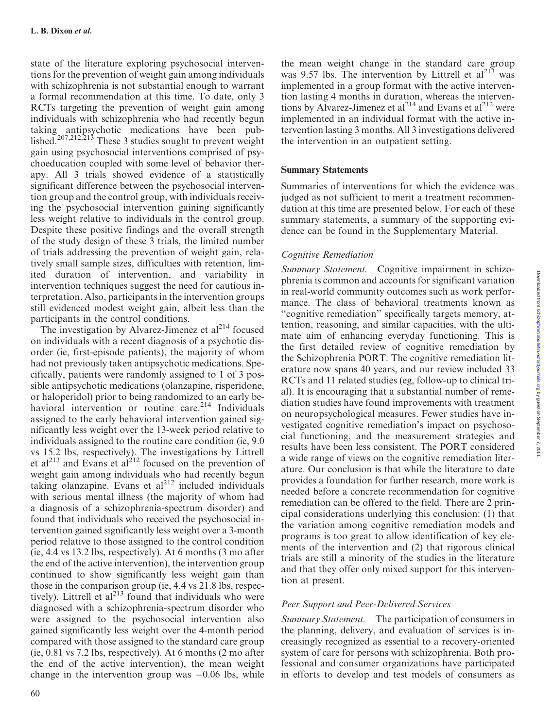state of the literature exploring psychosocial interventions for the prevention of weight gain among individuals with schizophrenia is not substantial enough to warrant a formal recommendation at this time. To date, only 3 RCTs targeting the prevention of weight gain among individuals with schizophrenia who had recently begun taking antipsychotic medications have been published.[207,212,213] These 3 studies sought to prevent weight gain using psychosocial interventions comprised of psychoeducation coupled with some level of behavior therapy. All 3 trials showed evidence of a statistically significant difference between the psychosocial intervention group and the control group, with individuals receiving the psychosocial intervention gaining significantly less weight relative to individuals in the control group. Despite these positive findings and the overall strength of the study design of these 3 trials, the limited number of trials addressing the prevention of weight gain, relatively small sample sizes, difficulties with retention, limited duration of intervention, and variability in intervention techniques suggest the need for cautious interpretation. Also, participants in the intervention groups still evidenced modest weight gain, albeit less than the participants in the control conditions.

The investigation by Alvarez-Jimenez et al[214] focused on individuals with a recent diagnosis of a psychotic disorder (ie, first-episode patients), the majority of whom had not previously taken antipsychotic medications. Specifically, patients were randomly assigned to 1 of 3 possible antipsychotic medications (olanzapine, risperidone, or haloperidol) prior to being randomized to an early behavioral intervention or routine care.[214] Individuals assigned to the early behavioral intervention gained significantly less weight over the 13-week period relative to individuals assigned to the routine care condition (ie, 9.0 vs 15.2 lbs, respectively). The investigations by Littrell et al[213] and Evans et al[212] focused on the prevention of weight gain among individuals who had recently begun taking olanzapine. Evans et al[212] included individuals with serious mental illness (the majority of whom had a diagnosis of a schizophrenia-spectrum disorder) and found that individuals who received the psychosocial intervention gained significantly less weight over a 3-month period relative to those assigned to the control condition (ie, 4.4 vs 13.2 lbs, respectively). At 6 months (3 mo after the end of the active intervention), the intervention group continued to show significantly less weight gain than those in the comparison group (ie, 4.4 vs 21.8 lbs, respectively). Littrell et al[213] found that individuals who were diagnosed with a schizophrenia-spectrum disorder who were assigned to the psychosocial intervention also gained significantly less weight over the 4-month period compared with those assigned to the standard care group (ie, 0.81 vs 7.2 lbs, respectively). At 6 months (2 mo after the end of the active intervention), the mean weight change in the intervention group was −0.06 lbs, while the mean weight change in the standard care group was 9.57 lbs. The intervention by Littrell et al[213] was implemented in a group format with the active intervention lasting 4 months in duration, whereas the interventions by Alvarez-Jimenez et al[214] and Evans et al[212] were implemented in an individual format with the active intervention lasting 3 months. All 3 investigations delivered the intervention in an outpatient setting.

## Summary Statements

Summaries of interventions for which the evidence was judged as not sufficient to merit a treatment recommendation at this time are presented below. For each of these summary statements, a summary of the supporting evidence can be found in the Supplementary Material.

### *Cognitive Remediation*

*Summary Statement.* Cognitive impairment in schizophrenia is common and accounts for significant variation in real-world community outcomes such as work performance. The class of behavioral treatments known as "cognitive remediation" specifically targets memory, attention, reasoning, and similar capacities, with the ultimate aim of enhancing everyday functioning. This is the first detailed review of cognitive remediation by the Schizophrenia PORT. The cognitive remediation literature now spans 40 years, and our review included 33 RCTs and 11 related studies (eg, follow-up to clinical trial). It is encouraging that a substantial number of remediation studies have found improvements with treatment on neuropsychological measures. Fewer studies have investigated cognitive remediation's impact on psychosocial functioning, and the measurement strategies and results have been less consistent. The PORT considered a wide range of views on the cognitive remediation literature. Our conclusion is that while the literature to date provides a foundation for further research, more work is needed before a concrete recommendation for cognitive remediation can be offered to the field. There are 2 principal considerations underlying this conclusion: (1) that the variation among cognitive remediation models and programs is too great to allow identification of key elements of the intervention and (2) that rigorous clinical trials are still a minority of the studies in the literature and that they offer only mixed support for this intervention at present.

### *Peer Support and Peer-Delivered Services*

*Summary Statement.* The participation of consumers in the planning, delivery, and evaluation of services is increasingly recognized as essential to a recovery-oriented system of care for persons with schizophrenia. Both professional and consumer organizations have participated in efforts to develop and test models of consumers as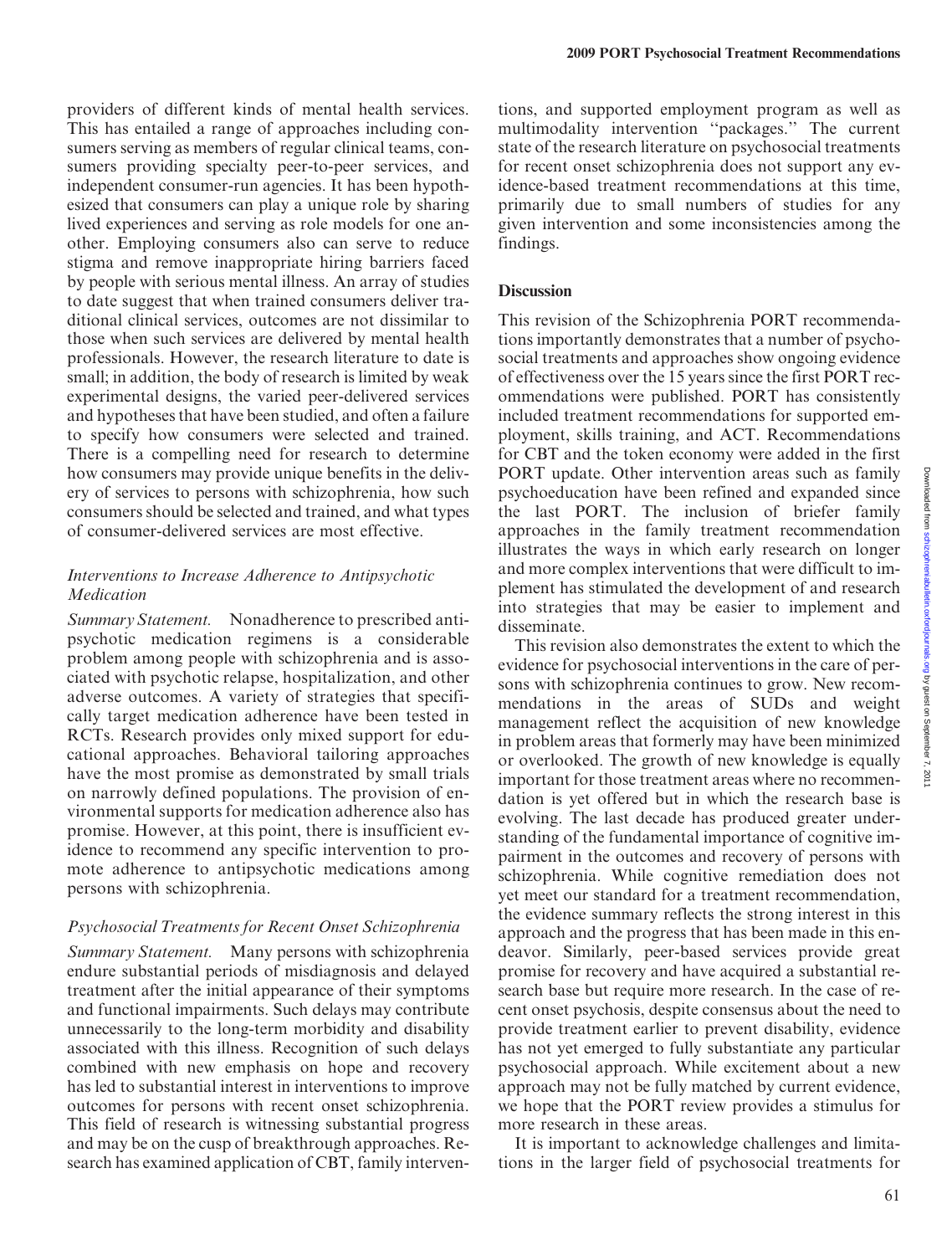providers of different kinds of mental health services. This has entailed a range of approaches including consumers serving as members of regular clinical teams, consumers providing specialty peer-to-peer services, and independent consumer-run agencies. It has been hypothesized that consumers can play a unique role by sharing lived experiences and serving as role models for one another. Employing consumers also can serve to reduce stigma and remove inappropriate hiring barriers faced by people with serious mental illness. An array of studies to date suggest that when trained consumers deliver traditional clinical services, outcomes are not dissimilar to those when such services are delivered by mental health professionals. However, the research literature to date is small; in addition, the body of research is limited by weak experimental designs, the varied peer-delivered services and hypotheses that have been studied, and often a failure to specify how consumers were selected and trained. There is a compelling need for research to determine how consumers may provide unique benefits in the delivery of services to persons with schizophrenia, how such consumers should be selected and trained, and what types of consumer-delivered services are most effective.

### *Interventions to Increase Adherence to Antipsychotic Medication*

*Summary Statement.* Nonadherence to prescribed antipsychotic medication regimens is a considerable problem among people with schizophrenia and is associated with psychotic relapse, hospitalization, and other adverse outcomes. A variety of strategies that specifically target medication adherence have been tested in RCTs. Research provides only mixed support for educational approaches. Behavioral tailoring approaches have the most promise as demonstrated by small trials on narrowly defined populations. The provision of environmental supports for medication adherence also has promise. However, at this point, there is insufficient evidence to recommend any specific intervention to promote adherence to antipsychotic medications among persons with schizophrenia.

### *Psychosocial Treatments for Recent Onset Schizophrenia*

*Summary Statement.* Many persons with schizophrenia endure substantial periods of misdiagnosis and delayed treatment after the initial appearance of their symptoms and functional impairments. Such delays may contribute unnecessarily to the long-term morbidity and disability associated with this illness. Recognition of such delays combined with new emphasis on hope and recovery has led to substantial interest in interventions to improve outcomes for persons with recent onset schizophrenia. This field of research is witnessing substantial progress and may be on the cusp of breakthrough approaches. Research has examined application of CBT, family interventions, and supported employment program as well as multimodality intervention "packages." The current state of the research literature on psychosocial treatments for recent onset schizophrenia does not support any evidence-based treatment recommendations at this time, primarily due to small numbers of studies for any given intervention and some inconsistencies among the findings.

## Discussion

This revision of the Schizophrenia PORT recommendations importantly demonstrates that a number of psychosocial treatments and approaches show ongoing evidence of effectiveness over the 15 years since the first PORT recommendations were published. PORT has consistently included treatment recommendations for supported employment, skills training, and ACT. Recommendations for CBT and the token economy were added in the first PORT update. Other intervention areas such as family psychoeducation have been refined and expanded since the last PORT. The inclusion of briefer family approaches in the family treatment recommendation illustrates the ways in which early research on longer and more complex interventions that were difficult to implement has stimulated the development of and research into strategies that may be easier to implement and disseminate.

This revision also demonstrates the extent to which the evidence for psychosocial interventions in the care of persons with schizophrenia continues to grow. New recommendations in the areas of SUDs and weight management reflect the acquisition of new knowledge in problem areas that formerly may have been minimized or overlooked. The growth of new knowledge is equally important for those treatment areas where no recommendation is yet offered but in which the research base is evolving. The last decade has produced greater understanding of the fundamental importance of cognitive impairment in the outcomes and recovery of persons with schizophrenia. While cognitive remediation does not yet meet our standard for a treatment recommendation, the evidence summary reflects the strong interest in this approach and the progress that has been made in this endeavor. Similarly, peer-based services provide great promise for recovery and have acquired a substantial research base but require more research. In the case of recent onset psychosis, despite consensus about the need to provide treatment earlier to prevent disability, evidence has not yet emerged to fully substantiate any particular psychosocial approach. While excitement about a new approach may not be fully matched by current evidence, we hope that the PORT review provides a stimulus for more research in these areas.

It is important to acknowledge challenges and limitations in the larger field of psychosocial treatments for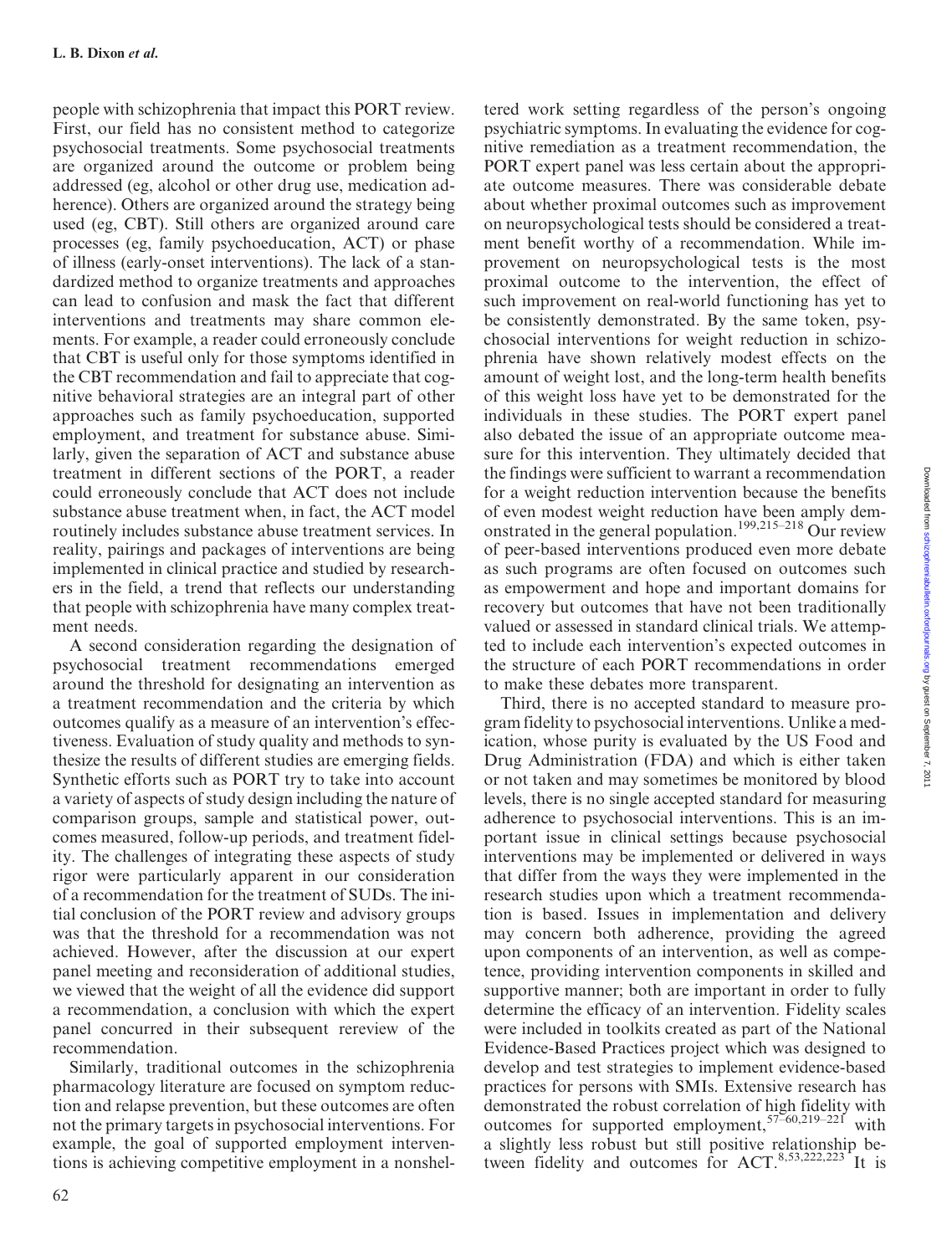people with schizophrenia that impact this PORT review. First, our field has no consistent method to categorize psychosocial treatments. Some psychosocial treatments are organized around the outcome or problem being addressed (eg, alcohol or other drug use, medication adherence). Others are organized around the strategy being used (eg, CBT). Still others are organized around care processes (eg, family psychoeducation, ACT) or phase of illness (early-onset interventions). The lack of a standardized method to organize treatments and approaches can lead to confusion and mask the fact that different interventions and treatments may share common elements. For example, a reader could erroneously conclude that CBT is useful only for those symptoms identified in the CBT recommendation and fail to appreciate that cognitive behavioral strategies are an integral part of other approaches such as family psychoeducation, supported employment, and treatment for substance abuse. Similarly, given the separation of ACT and substance abuse treatment in different sections of the PORT, a reader could erroneously conclude that ACT does not include substance abuse treatment when, in fact, the ACT model routinely includes substance abuse treatment services. In reality, pairings and packages of interventions are being implemented in clinical practice and studied by researchers in the field, a trend that reflects our understanding that people with schizophrenia have many complex treatment needs.

A second consideration regarding the designation of psychosocial treatment recommendations emerged around the threshold for designating an intervention as a treatment recommendation and the criteria by which outcomes qualify as a measure of an intervention's effectiveness. Evaluation of study quality and methods to synthesize the results of different studies are emerging fields. Synthetic efforts such as PORT try to take into account a variety of aspects of study design including the nature of comparison groups, sample and statistical power, outcomes measured, follow-up periods, and treatment fidelity. The challenges of integrating these aspects of study rigor were particularly apparent in our consideration of a recommendation for the treatment of SUDs. The initial conclusion of the PORT review and advisory groups was that the threshold for a recommendation was not achieved. However, after the discussion at our expert panel meeting and reconsideration of additional studies, we viewed that the weight of all the evidence did support a recommendation, a conclusion with which the expert panel concurred in their subsequent rereview of the recommendation.

Similarly, traditional outcomes in the schizophrenia pharmacology literature are focused on symptom reduction and relapse prevention, but these outcomes are often not the primary targets in psychosocial interventions. For example, the goal of supported employment interventions is achieving competitive employment in a nonsheltered work setting regardless of the person's ongoing psychiatric symptoms. In evaluating the evidence for cognitive remediation as a treatment recommendation, the PORT expert panel was less certain about the appropriate outcome measures. There was considerable debate about whether proximal outcomes such as improvement on neuropsychological tests should be considered a treatment benefit worthy of a recommendation. While improvement on neuropsychological tests is the most proximal outcome to the intervention, the effect of such improvement on real-world functioning has yet to be consistently demonstrated. By the same token, psychosocial interventions for weight reduction in schizophrenia have shown relatively modest effects on the amount of weight lost, and the long-term health benefits of this weight loss have yet to be demonstrated for the individuals in these studies. The PORT expert panel also debated the issue of an appropriate outcome measure for this intervention. They ultimately decided that the findings were sufficient to warrant a recommendation for a weight reduction intervention because the benefits of even modest weight reduction have been amply demonstrated in the general population.[199,215–218] Our review of peer-based interventions produced even more debate as such programs are often focused on outcomes such as empowerment and hope and important domains for recovery but outcomes that have not been traditionally valued or assessed in standard clinical trials. We attempted to include each intervention's expected outcomes in the structure of each PORT recommendations in order to make these debates more transparent.

Third, there is no accepted standard to measure program fidelity to psychosocial interventions. Unlike a medication, whose purity is evaluated by the US Food and Drug Administration (FDA) and which is either taken or not taken and may sometimes be monitored by blood levels, there is no single accepted standard for measuring adherence to psychosocial interventions. This is an important issue in clinical settings because psychosocial interventions may be implemented or delivered in ways that differ from the ways they were implemented in the research studies upon which a treatment recommendation is based. Issues in implementation and delivery may concern both adherence, providing the agreed upon components of an intervention, as well as competence, providing intervention components in skilled and supportive manner; both are important in order to fully determine the efficacy of an intervention. Fidelity scales were included in toolkits created as part of the National Evidence-Based Practices project which was designed to develop and test strategies to implement evidence-based practices for persons with SMIs. Extensive research has demonstrated the robust correlation of high fidelity with outcomes for supported employment,[57–60,219–221] with a slightly less robust but still positive relationship between fidelity and outcomes for ACT.[8,53,222,223] It is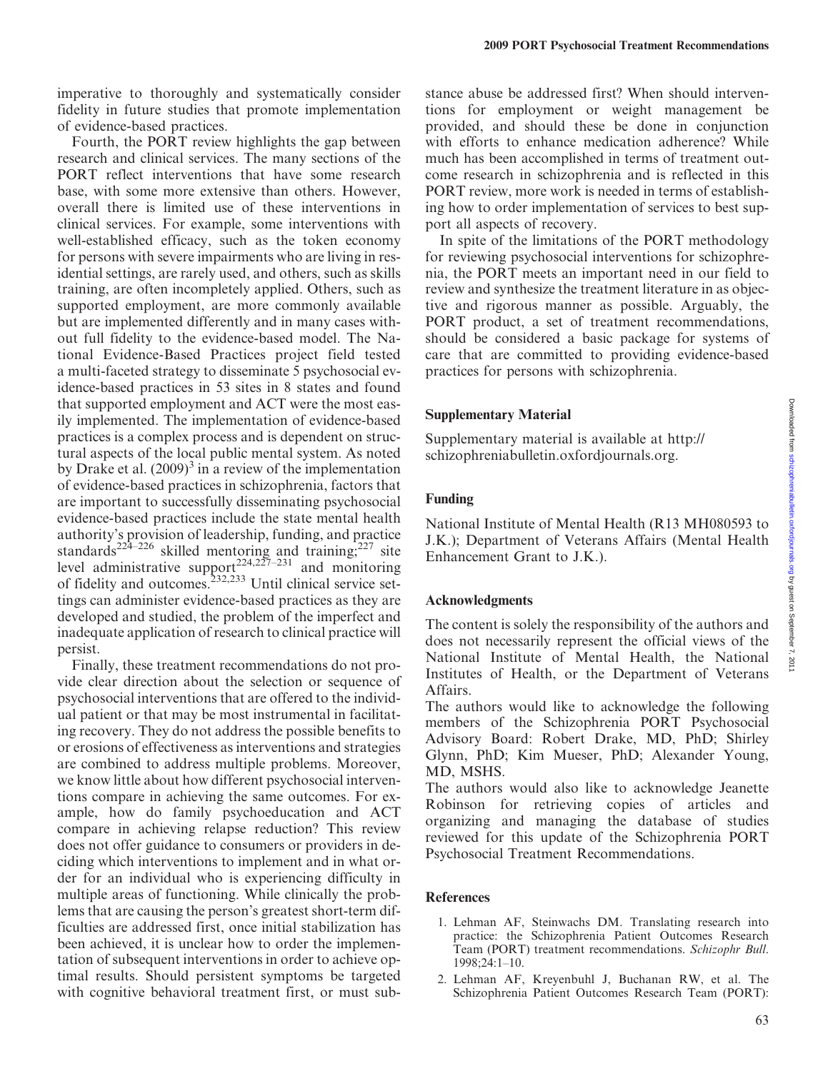imperative to thoroughly and systematically consider fidelity in future studies that promote implementation of evidence-based practices.

Fourth, the PORT review highlights the gap between research and clinical services. The many sections of the PORT reflect interventions that have some research base, with some more extensive than others. However, overall there is limited use of these interventions in clinical services. For example, some interventions with well-established efficacy, such as the token economy for persons with severe impairments who are living in residential settings, are rarely used, and others, such as skills training, are often incompletely applied. Others, such as supported employment, are more commonly available but are implemented differently and in many cases without full fidelity to the evidence-based model. The National Evidence-Based Practices project field tested a multi-faceted strategy to disseminate 5 psychosocial evidence-based practices in 53 sites in 8 states and found that supported employment and ACT were the most easily implemented. The implementation of evidence-based practices is a complex process and is dependent on structural aspects of the local public mental system. As noted by Drake et al. (2009)[3] in a review of the implementation of evidence-based practices in schizophrenia, factors that are important to successfully disseminating psychosocial evidence-based practices include the state mental health authority's provision of leadership, funding, and practice standards[224–226] skilled mentoring and training;[227] site level administrative support[224,227–231] and monitoring of fidelity and outcomes.[232,233] Until clinical service settings can administer evidence-based practices as they are developed and studied, the problem of the imperfect and inadequate application of research to clinical practice will persist.

Finally, these treatment recommendations do not provide clear direction about the selection or sequence of psychosocial interventions that are offered to the individual patient or that may be most instrumental in facilitating recovery. They do not address the possible benefits to or erosions of effectiveness as interventions and strategies are combined to address multiple problems. Moreover, we know little about how different psychosocial interventions compare in achieving the same outcomes. For example, how do family psychoeducation and ACT compare in achieving relapse reduction? This review does not offer guidance to consumers or providers in deciding which interventions to implement and in what order for an individual who is experiencing difficulty in multiple areas of functioning. While clinically the problems that are causing the person's greatest short-term difficulties are addressed first, once initial stabilization has been achieved, it is unclear how to order the implementation of subsequent interventions in order to achieve optimal results. Should persistent symptoms be targeted with cognitive behavioral treatment first, or must substance abuse be addressed first? When should interventions for employment or weight management be provided, and should these be done in conjunction with efforts to enhance medication adherence? While much has been accomplished in terms of treatment outcome research in schizophrenia and is reflected in this PORT review, more work is needed in terms of establishing how to order implementation of services to best support all aspects of recovery.

In spite of the limitations of the PORT methodology for reviewing psychosocial interventions for schizophrenia, the PORT meets an important need in our field to review and synthesize the treatment literature in as objective and rigorous manner as possible. Arguably, the PORT product, a set of treatment recommendations, should be considered a basic package for systems of care that are committed to providing evidence-based practices for persons with schizophrenia.

## Supplementary Material

Supplementary material is available at http://schizophreniabulletin.oxfordjournals.org.

## Funding

National Institute of Mental Health (R13 MH080593 to J.K.); Department of Veterans Affairs (Mental Health Enhancement Grant to J.K.).

## Acknowledgments

The content is solely the responsibility of the authors and does not necessarily represent the official views of the National Institute of Mental Health, the National Institutes of Health, or the Department of Veterans Affairs.

The authors would like to acknowledge the following members of the Schizophrenia PORT Psychosocial Advisory Board: Robert Drake, MD, PhD; Shirley Glynn, PhD; Kim Mueser, PhD; Alexander Young, MD, MSHS.

The authors would also like to acknowledge Jeanette Robinson for retrieving copies of articles and organizing and managing the database of studies reviewed for this update of the Schizophrenia PORT Psychosocial Treatment Recommendations.

## References

1. Lehman AF, Steinwachs DM. Translating research into practice: the Schizophrenia Patient Outcomes Research Team (PORT) treatment recommendations. *Schizophr Bull*. 1998;24:1–10.
2. Lehman AF, Kreyenbuhl J, Buchanan RW, et al. The Schizophrenia Patient Outcomes Research Team (PORT):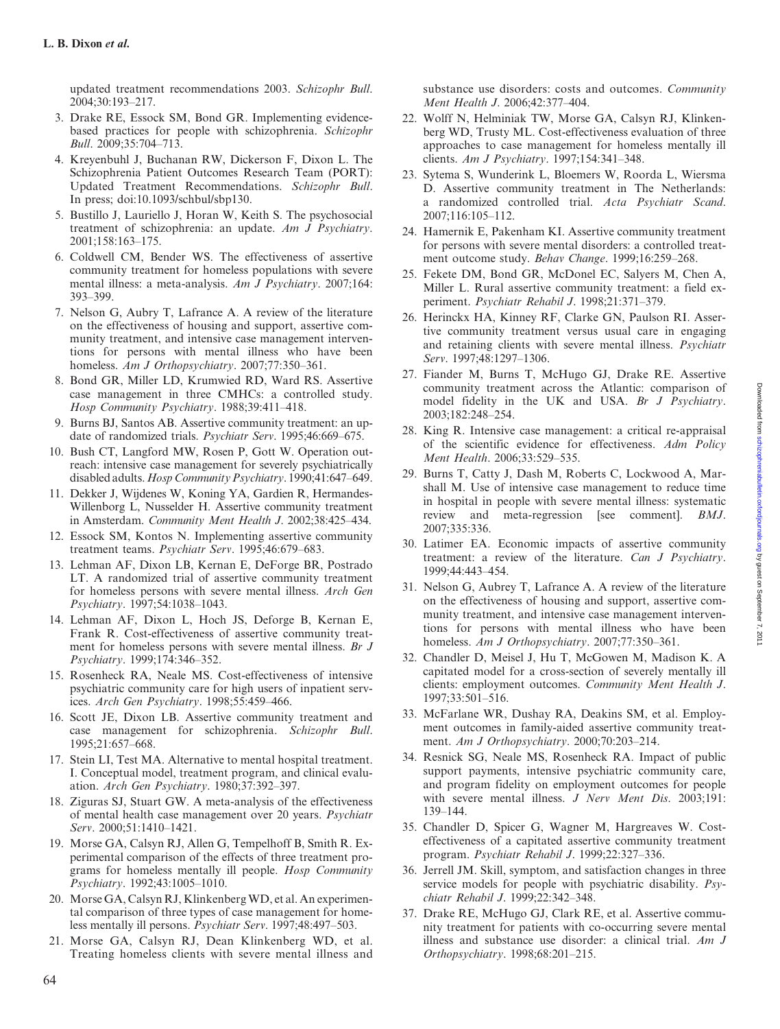updated treatment recommendations 2003. *Schizophr Bull*. 2004;30:193–217.

3. Drake RE, Essock SM, Bond GR. Implementing evidence-based practices for people with schizophrenia. *Schizophr Bull*. 2009;35:704–713.
4. Kreyenbuhl J, Buchanan RW, Dickerson F, Dixon L. The Schizophrenia Patient Outcomes Research Team (PORT): Updated Treatment Recommendations. *Schizophr Bull*. In press; doi:10.1093/schbul/sbp130.
5. Bustillo J, Lauriello J, Horan W, Keith S. The psychosocial treatment of schizophrenia: an update. *Am J Psychiatry*. 2001;158:163–175.
6. Coldwell CM, Bender WS. The effectiveness of assertive community treatment for homeless populations with severe mental illness: a meta-analysis. *Am J Psychiatry*. 2007;164:393–399.
7. Nelson G, Aubry T, Lafrance A. A review of the literature on the effectiveness of housing and support, assertive community treatment, and intensive case management interventions for persons with mental illness who have been homeless. *Am J Orthopsychiatry*. 2007;77:350–361.
8. Bond GR, Miller LD, Krumwied RD, Ward RS. Assertive case management in three CMHCs: a controlled study. *Hosp Community Psychiatry*. 1988;39:411–418.
9. Burns BJ, Santos AB. Assertive community treatment: an update of randomized trials. *Psychiatr Serv*. 1995;46:669–675.
10. Bush CT, Langford MW, Rosen P, Gott W. Operation outreach: intensive case management for severely psychiatrically disabled adults. *Hosp Community Psychiatry*. 1990;41:647–649.
11. Dekker J, Wijdenes W, Koning YA, Gardien R, Hermandes-Willenborg L, Nusselder H. Assertive community treatment in Amsterdam. *Community Ment Health J*. 2002;38:425–434.
12. Essock SM, Kontos N. Implementing assertive community treatment teams. *Psychiatr Serv*. 1995;46:679–683.
13. Lehman AF, Dixon LB, Kernan E, DeForge BR, Postrado LT. A randomized trial of assertive community treatment for homeless persons with severe mental illness. *Arch Gen Psychiatry*. 1997;54:1038–1043.
14. Lehman AF, Dixon L, Hoch JS, Deforge B, Kernan E, Frank R. Cost-effectiveness of assertive community treatment for homeless persons with severe mental illness. *Br J Psychiatry*. 1999;174:346–352.
15. Rosenheck RA, Neale MS. Cost-effectiveness of intensive psychiatric community care for high users of inpatient services. *Arch Gen Psychiatry*. 1998;55:459–466.
16. Scott JE, Dixon LB. Assertive community treatment and case management for schizophrenia. *Schizophr Bull*. 1995;21:657–668.
17. Stein LI, Test MA. Alternative to mental hospital treatment. I. Conceptual model, treatment program, and clinical evaluation. *Arch Gen Psychiatry*. 1980;37:392–397.
18. Ziguras SJ, Stuart GW. A meta-analysis of the effectiveness of mental health case management over 20 years. *Psychiatr Serv*. 2000;51:1410–1421.
19. Morse GA, Calsyn RJ, Allen G, Tempelhoff B, Smith R. Experimental comparison of the effects of three treatment programs for homeless mentally ill people. *Hosp Community Psychiatry*. 1992;43:1005–1010.
20. Morse GA, Calsyn RJ, Klinkenberg WD, et al. An experimental comparison of three types of case management for homeless mentally ill persons. *Psychiatr Serv*. 1997;48:497–503.
21. Morse GA, Calsyn RJ, Dean Klinkenberg WD, et al. Treating homeless clients with severe mental illness and substance use disorders: costs and outcomes. *Community Ment Health J*. 2006;42:377–404.
22. Wolff N, Helminiak TW, Morse GA, Calsyn RJ, Klinkenberg WD, Trusty ML. Cost-effectiveness evaluation of three approaches to case management for homeless mentally ill clients. *Am J Psychiatry*. 1997;154:341–348.
23. Sytema S, Wunderink L, Bloemers W, Roorda L, Wiersma D. Assertive community treatment in The Netherlands: a randomized controlled trial. *Acta Psychiatr Scand*. 2007;116:105–112.
24. Hamernik E, Pakenham KI. Assertive community treatment for persons with severe mental disorders: a controlled treatment outcome study. *Behav Change*. 1999;16:259–268.
25. Fekete DM, Bond GR, McDonel EC, Salyers M, Chen A, Miller L. Rural assertive community treatment: a field experiment. *Psychiatr Rehabil J*. 1998;21:371–379.
26. Herinckx HA, Kinney RF, Clarke GN, Paulson RI. Assertive community treatment versus usual care in engaging and retaining clients with severe mental illness. *Psychiatr Serv*. 1997;48:1297–1306.
27. Fiander M, Burns T, McHugo GJ, Drake RE. Assertive community treatment across the Atlantic: comparison of model fidelity in the UK and USA. *Br J Psychiatry*. 2003;182:248–254.
28. King R. Intensive case management: a critical re-appraisal of the scientific evidence for effectiveness. *Adm Policy Ment Health*. 2006;33:529–535.
29. Burns T, Catty J, Dash M, Roberts C, Lockwood A, Marshall M. Use of intensive case management to reduce time in hospital in people with severe mental illness: systematic review and meta-regression [see comment]. *BMJ*. 2007;335:336.
30. Latimer EA. Economic impacts of assertive community treatment: a review of the literature. *Can J Psychiatry*. 1999;44:443–454.
31. Nelson G, Aubrey T, Lafrance A. A review of the literature on the effectiveness of housing and support, assertive community treatment, and intensive case management interventions for persons with mental illness who have been homeless. *Am J Orthopsychiatry*. 2007;77:350–361.
32. Chandler D, Meisel J, Hu T, McGowen M, Madison K. A capitated model for a cross-section of severely mentally ill clients: employment outcomes. *Community Ment Health J*. 1997;33:501–516.
33. McFarlane WR, Dushay RA, Deakins SM, et al. Employment outcomes in family-aided assertive community treatment. *Am J Orthopsychiatry*. 2000;70:203–214.
34. Resnick SG, Neale MS, Rosenheck RA. Impact of public support payments, intensive psychiatric community care, and program fidelity on employment outcomes for people with severe mental illness. *J Nerv Ment Dis*. 2003;191:139–144.
35. Chandler D, Spicer G, Wagner M, Hargreaves W. Cost-effectiveness of a capitated assertive community treatment program. *Psychiatr Rehabil J*. 1999;22:327–336.
36. Jerrell JM. Skill, symptom, and satisfaction changes in three service models for people with psychiatric disability. *Psychiatr Rehabil J*. 1999;22:342–348.
37. Drake RE, McHugo GJ, Clark RE, et al. Assertive community treatment for patients with co-occurring severe mental illness and substance use disorder: a clinical trial. *Am J Orthopsychiatry*. 1998;68:201–215.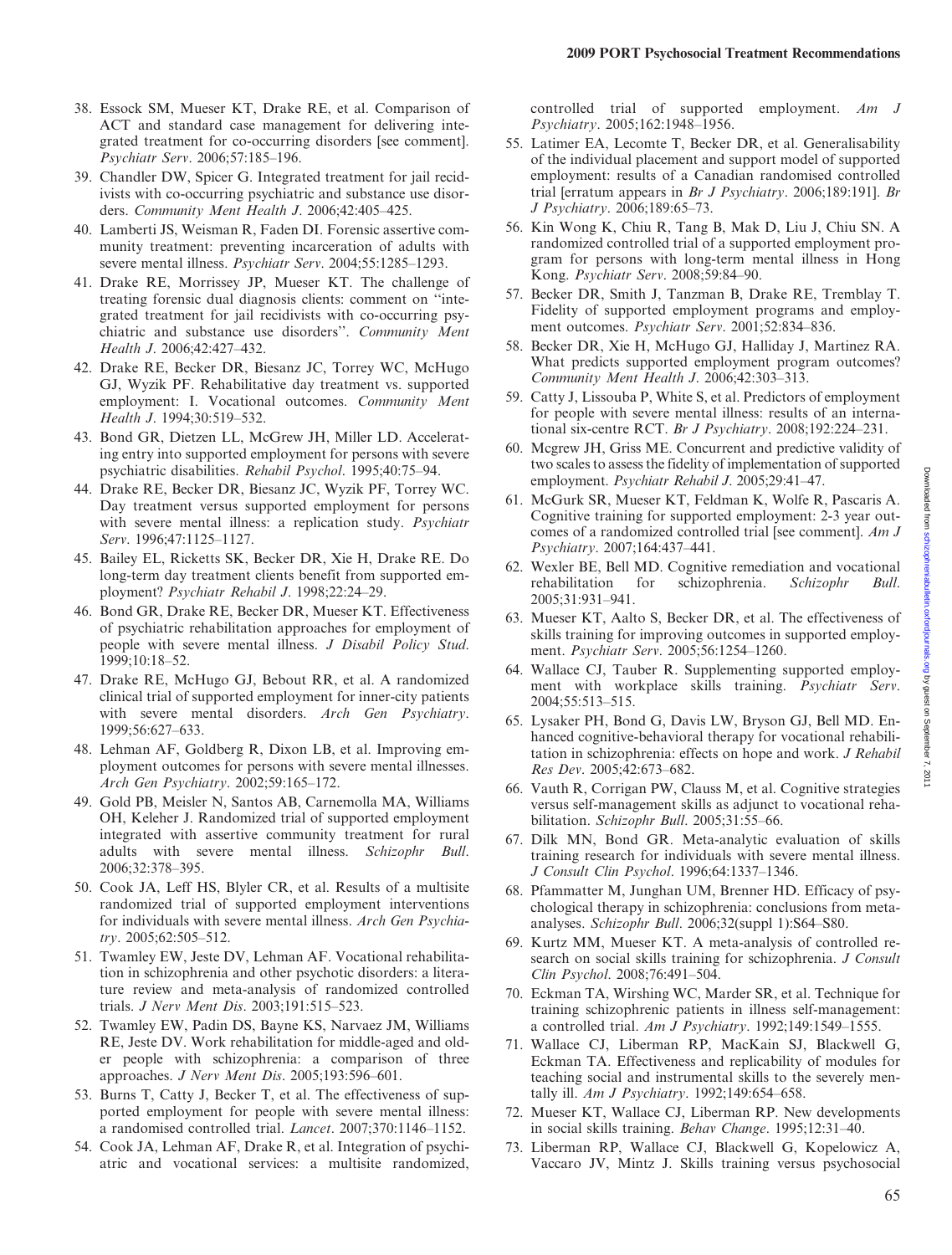38. Essock SM, Mueser KT, Drake RE, et al. Comparison of ACT and standard case management for delivering integrated treatment for co-occurring disorders [see comment]. *Psychiatr Serv*. 2006;57:185–196.
39. Chandler DW, Spicer G. Integrated treatment for jail recidivists with co-occurring psychiatric and substance use disorders. *Community Ment Health J*. 2006;42:405–425.
40. Lamberti JS, Weisman R, Faden DI. Forensic assertive community treatment: preventing incarceration of adults with severe mental illness. *Psychiatr Serv*. 2004;55:1285–1293.
41. Drake RE, Morrissey JP, Mueser KT. The challenge of treating forensic dual diagnosis clients: comment on ''integrated treatment for jail recidivists with co-occurring psychiatric and substance use disorders''. *Community Ment Health J*. 2006;42:427–432.
42. Drake RE, Becker DR, Biesanz JC, Torrey WC, McHugo GJ, Wyzik PF. Rehabilitative day treatment vs. supported employment: I. Vocational outcomes. *Community Ment Health J*. 1994;30:519–532.
43. Bond GR, Dietzen LL, McGrew JH, Miller LD. Accelerating entry into supported employment for persons with severe psychiatric disabilities. *Rehabil Psychol*. 1995;40:75–94.
44. Drake RE, Becker DR, Biesanz JC, Wyzik PF, Torrey WC. Day treatment versus supported employment for persons with severe mental illness: a replication study. *Psychiatr Serv*. 1996;47:1125–1127.
45. Bailey EL, Ricketts SK, Becker DR, Xie H, Drake RE. Do long-term day treatment clients benefit from supported employment? *Psychiatr Rehabil J*. 1998;22:24–29.
46. Bond GR, Drake RE, Becker DR, Mueser KT. Effectiveness of psychiatric rehabilitation approaches for employment of people with severe mental illness. *J Disabil Policy Stud*. 1999;10:18–52.
47. Drake RE, McHugo GJ, Bebout RR, et al. A randomized clinical trial of supported employment for inner-city patients with severe mental disorders. *Arch Gen Psychiatry*. 1999;56:627–633.
48. Lehman AF, Goldberg R, Dixon LB, et al. Improving employment outcomes for persons with severe mental illnesses. *Arch Gen Psychiatry*. 2002;59:165–172.
49. Gold PB, Meisler N, Santos AB, Carnemolla MA, Williams OH, Keleher J. Randomized trial of supported employment integrated with assertive community treatment for rural adults with severe mental illness. *Schizophr Bull*. 2006;32:378–395.
50. Cook JA, Leff HS, Blyler CR, et al. Results of a multisite randomized trial of supported employment interventions for individuals with severe mental illness. *Arch Gen Psychiatry*. 2005;62:505–512.
51. Twamley EW, Jeste DV, Lehman AF. Vocational rehabilitation in schizophrenia and other psychotic disorders: a literature review and meta-analysis of randomized controlled trials. *J Nerv Ment Dis*. 2003;191:515–523.
52. Twamley EW, Padin DS, Bayne KS, Narvaez JM, Williams RE, Jeste DV. Work rehabilitation for middle-aged and older people with schizophrenia: a comparison of three approaches. *J Nerv Ment Dis*. 2005;193:596–601.
53. Burns T, Catty J, Becker T, et al. The effectiveness of supported employment for people with severe mental illness: a randomised controlled trial. *Lancet*. 2007;370:1146–1152.
54. Cook JA, Lehman AF, Drake R, et al. Integration of psychiatric and vocational services: a multisite randomized, controlled trial of supported employment. *Am J Psychiatry*. 2005;162:1948–1956.
55. Latimer EA, Lecomte T, Becker DR, et al. Generalisability of the individual placement and support model of supported employment: results of a Canadian randomised controlled trial [erratum appears in *Br J Psychiatry*. 2006;189:191]. *Br J Psychiatry*. 2006;189:65–73.
56. Kin Wong K, Chiu R, Tang B, Mak D, Liu J, Chiu SN. A randomized controlled trial of a supported employment program for persons with long-term mental illness in Hong Kong. *Psychiatr Serv*. 2008;59:84–90.
57. Becker DR, Smith J, Tanzman B, Drake RE, Tremblay T. Fidelity of supported employment programs and employment outcomes. *Psychiatr Serv*. 2001;52:834–836.
58. Becker DR, Xie H, McHugo GJ, Halliday J, Martinez RA. What predicts supported employment program outcomes? *Community Ment Health J*. 2006;42:303–313.
59. Catty J, Lissouba P, White S, et al. Predictors of employment for people with severe mental illness: results of an international six-centre RCT. *Br J Psychiatry*. 2008;192:224–231.
60. Mcgrew JH, Griss ME. Concurrent and predictive validity of two scales to assess the fidelity of implementation of supported employment. *Psychiatr Rehabil J*. 2005;29:41–47.
61. McGurk SR, Mueser KT, Feldman K, Wolfe R, Pascaris A. Cognitive training for supported employment: 2-3 year outcomes of a randomized controlled trial [see comment]. *Am J Psychiatry*. 2007;164:437–441.
62. Wexler BE, Bell MD. Cognitive remediation and vocational rehabilitation for schizophrenia. *Schizophr Bull*. 2005;31:931–941.
63. Mueser KT, Aalto S, Becker DR, et al. The effectiveness of skills training for improving outcomes in supported employment. *Psychiatr Serv*. 2005;56:1254–1260.
64. Wallace CJ, Tauber R. Supplementing supported employment with workplace skills training. *Psychiatr Serv*. 2004;55:513–515.
65. Lysaker PH, Bond G, Davis LW, Bryson GJ, Bell MD. Enhanced cognitive-behavioral therapy for vocational rehabilitation in schizophrenia: effects on hope and work. *J Rehabil Res Dev*. 2005;42:673–682.
66. Vauth R, Corrigan PW, Clauss M, et al. Cognitive strategies versus self-management skills as adjunct to vocational rehabilitation. *Schizophr Bull*. 2005;31:55–66.
67. Dilk MN, Bond GR. Meta-analytic evaluation of skills training research for individuals with severe mental illness. *J Consult Clin Psychol*. 1996;64:1337–1346.
68. Pfammatter M, Junghan UM, Brenner HD. Efficacy of psychological therapy in schizophrenia: conclusions from meta-analyses. *Schizophr Bull*. 2006;32(suppl 1):S64–S80.
69. Kurtz MM, Mueser KT. A meta-analysis of controlled research on social skills training for schizophrenia. *J Consult Clin Psychol*. 2008;76:491–504.
70. Eckman TA, Wirshing WC, Marder SR, et al. Technique for training schizophrenic patients in illness self-management: a controlled trial. *Am J Psychiatry*. 1992;149:1549–1555.
71. Wallace CJ, Liberman RP, MacKain SJ, Blackwell G, Eckman TA. Effectiveness and replicability of modules for teaching social and instrumental skills to the severely mentally ill. *Am J Psychiatry*. 1992;149:654–658.
72. Mueser KT, Wallace CJ, Liberman RP. New developments in social skills training. *Behav Change*. 1995;12:31–40.
73. Liberman RP, Wallace CJ, Blackwell G, Kopelowicz A, Vaccaro JV, Mintz J. Skills training versus psychosocial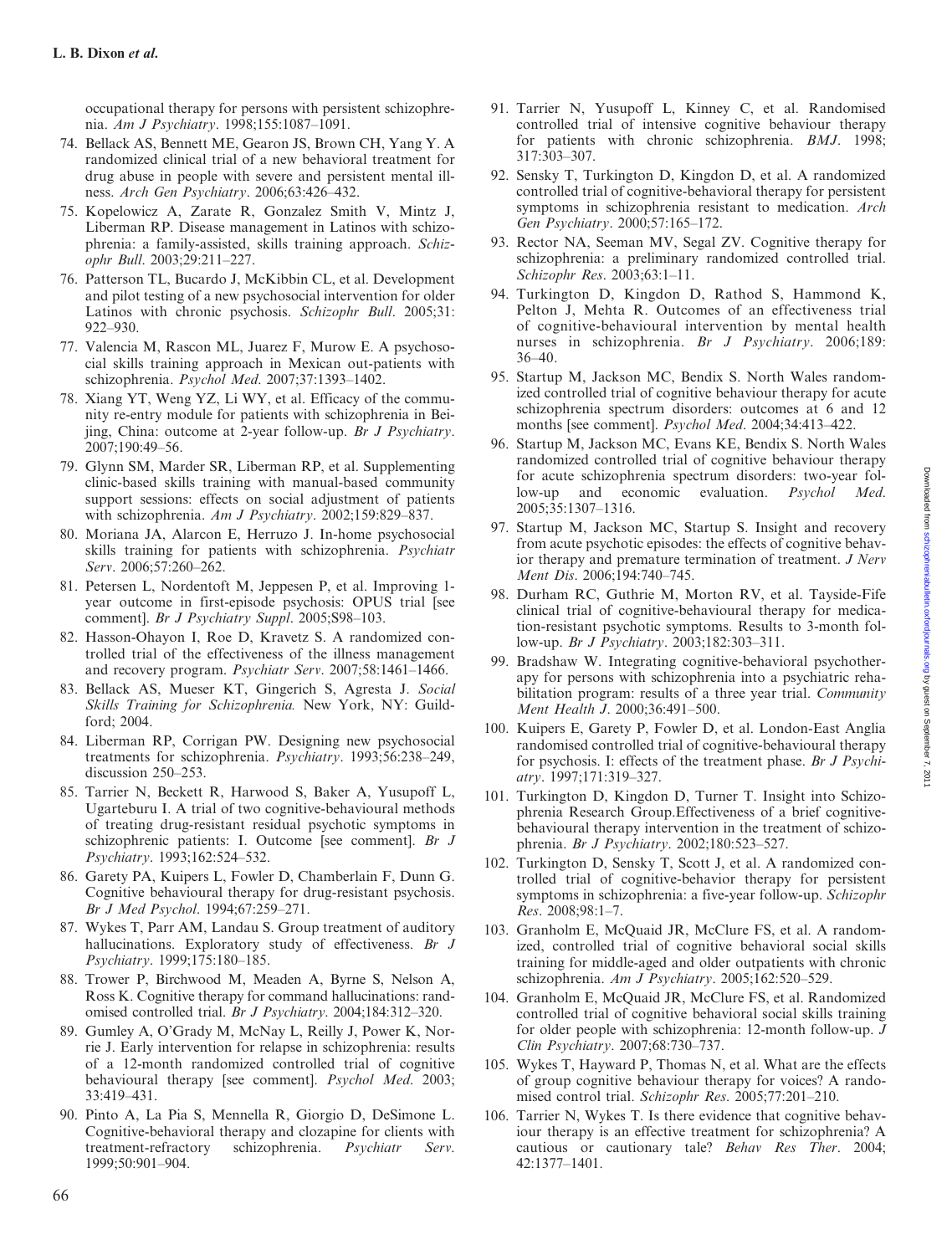occupational therapy for persons with persistent schizophrenia. *Am J Psychiatry*. 1998;155:1087–1091.

74. Bellack AS, Bennett ME, Gearon JS, Brown CH, Yang Y. A randomized clinical trial of a new behavioral treatment for drug abuse in people with severe and persistent mental illness. *Arch Gen Psychiatry*. 2006;63:426–432.
75. Kopelowicz A, Zarate R, Gonzalez Smith V, Mintz J, Liberman RP. Disease management in Latinos with schizophrenia: a family-assisted, skills training approach. *Schizophr Bull*. 2003;29:211–227.
76. Patterson TL, Bucardo J, McKibbin CL, et al. Development and pilot testing of a new psychosocial intervention for older Latinos with chronic psychosis. *Schizophr Bull*. 2005;31: 922–930.
77. Valencia M, Rascon ML, Juarez F, Murow E. A psychosocial skills training approach in Mexican out-patients with schizophrenia. *Psychol Med*. 2007;37:1393–1402.
78. Xiang YT, Weng YZ, Li WY, et al. Efficacy of the community re-entry module for patients with schizophrenia in Beijing, China: outcome at 2-year follow-up. *Br J Psychiatry*. 2007;190:49–56.
79. Glynn SM, Marder SR, Liberman RP, et al. Supplementing clinic-based skills training with manual-based community support sessions: effects on social adjustment of patients with schizophrenia. *Am J Psychiatry*. 2002;159:829–837.
80. Moriana JA, Alarcon E, Herruzo J. In-home psychosocial skills training for patients with schizophrenia. *Psychiatr Serv*. 2006;57:260–262.
81. Petersen L, Nordentoft M, Jeppesen P, et al. Improving 1-year outcome in first-episode psychosis: OPUS trial [see comment]. *Br J Psychiatry Suppl*. 2005;S98–103.
82. Hasson-Ohayon I, Roe D, Kravetz S. A randomized controlled trial of the effectiveness of the illness management and recovery program. *Psychiatr Serv*. 2007;58:1461–1466.
83. Bellack AS, Mueser KT, Gingerich S, Agresta J. *Social Skills Training for Schizophrenia.* New York, NY: Guildford; 2004.
84. Liberman RP, Corrigan PW. Designing new psychosocial treatments for schizophrenia. *Psychiatry*. 1993;56:238–249, discussion 250–253.
85. Tarrier N, Beckett R, Harwood S, Baker A, Yusupoff L, Ugarteburu I. A trial of two cognitive-behavioural methods of treating drug-resistant residual psychotic symptoms in schizophrenic patients: I. Outcome [see comment]. *Br J Psychiatry*. 1993;162:524–532.
86. Garety PA, Kuipers L, Fowler D, Chamberlain F, Dunn G. Cognitive behavioural therapy for drug-resistant psychosis. *Br J Med Psychol*. 1994;67:259–271.
87. Wykes T, Parr AM, Landau S. Group treatment of auditory hallucinations. Exploratory study of effectiveness. *Br J Psychiatry*. 1999;175:180–185.
88. Trower P, Birchwood M, Meaden A, Byrne S, Nelson A, Ross K. Cognitive therapy for command hallucinations: randomised controlled trial. *Br J Psychiatry*. 2004;184:312–320.
89. Gumley A, O'Grady M, McNay L, Reilly J, Power K, Norrie J. Early intervention for relapse in schizophrenia: results of a 12-month randomized controlled trial of cognitive behavioural therapy [see comment]. *Psychol Med*. 2003; 33:419–431.
90. Pinto A, La Pia S, Mennella R, Giorgio D, DeSimone L. Cognitive-behavioral therapy and clozapine for clients with treatment-refractory schizophrenia. *Psychiatr Serv*. 1999;50:901–904.
91. Tarrier N, Yusupoff L, Kinney C, et al. Randomised controlled trial of intensive cognitive behaviour therapy for patients with chronic schizophrenia. *BMJ*. 1998; 317:303–307.
92. Sensky T, Turkington D, Kingdon D, et al. A randomized controlled trial of cognitive-behavioral therapy for persistent symptoms in schizophrenia resistant to medication. *Arch Gen Psychiatry*. 2000;57:165–172.
93. Rector NA, Seeman MV, Segal ZV. Cognitive therapy for schizophrenia: a preliminary randomized controlled trial. *Schizophr Res*. 2003;63:1–11.
94. Turkington D, Kingdon D, Rathod S, Hammond K, Pelton J, Mehta R. Outcomes of an effectiveness trial of cognitive-behavioural intervention by mental health nurses in schizophrenia. *Br J Psychiatry*. 2006;189: 36–40.
95. Startup M, Jackson MC, Bendix S. North Wales randomized controlled trial of cognitive behaviour therapy for acute schizophrenia spectrum disorders: outcomes at 6 and 12 months [see comment]. *Psychol Med*. 2004;34:413–422.
96. Startup M, Jackson MC, Evans KE, Bendix S. North Wales randomized controlled trial of cognitive behaviour therapy for acute schizophrenia spectrum disorders: two-year follow-up and economic evaluation. *Psychol Med*. 2005;35:1307–1316.
97. Startup M, Jackson MC, Startup S. Insight and recovery from acute psychotic episodes: the effects of cognitive behavior therapy and premature termination of treatment. *J Nerv Ment Dis*. 2006;194:740–745.
98. Durham RC, Guthrie M, Morton RV, et al. Tayside-Fife clinical trial of cognitive-behavioural therapy for medication-resistant psychotic symptoms. Results to 3-month follow-up. *Br J Psychiatry*. 2003;182:303–311.
99. Bradshaw W. Integrating cognitive-behavioral psychotherapy for persons with schizophrenia into a psychiatric rehabilitation program: results of a three year trial. *Community Ment Health J*. 2000;36:491–500.
100. Kuipers E, Garety P, Fowler D, et al. London-East Anglia randomised controlled trial of cognitive-behavioural therapy for psychosis. I: effects of the treatment phase. *Br J Psychiatry*. 1997;171:319–327.
101. Turkington D, Kingdon D, Turner T. Insight into Schizophrenia Research Group.Effectiveness of a brief cognitive-behavioural therapy intervention in the treatment of schizophrenia. *Br J Psychiatry*. 2002;180:523–527.
102. Turkington D, Sensky T, Scott J, et al. A randomized controlled trial of cognitive-behavior therapy for persistent symptoms in schizophrenia: a five-year follow-up. *Schizophr Res*. 2008;98:1–7.
103. Granholm E, McQuaid JR, McClure FS, et al. A randomized, controlled trial of cognitive behavioral social skills training for middle-aged and older outpatients with chronic schizophrenia. *Am J Psychiatry*. 2005;162:520–529.
104. Granholm E, McQuaid JR, McClure FS, et al. Randomized controlled trial of cognitive behavioral social skills training for older people with schizophrenia: 12-month follow-up. *J Clin Psychiatry*. 2007;68:730–737.
105. Wykes T, Hayward P, Thomas N, et al. What are the effects of group cognitive behaviour therapy for voices? A randomised control trial. *Schizophr Res*. 2005;77:201–210.
106. Tarrier N, Wykes T. Is there evidence that cognitive behaviour therapy is an effective treatment for schizophrenia? A cautious or cautionary tale? *Behav Res Ther*. 2004; 42:1377–1401.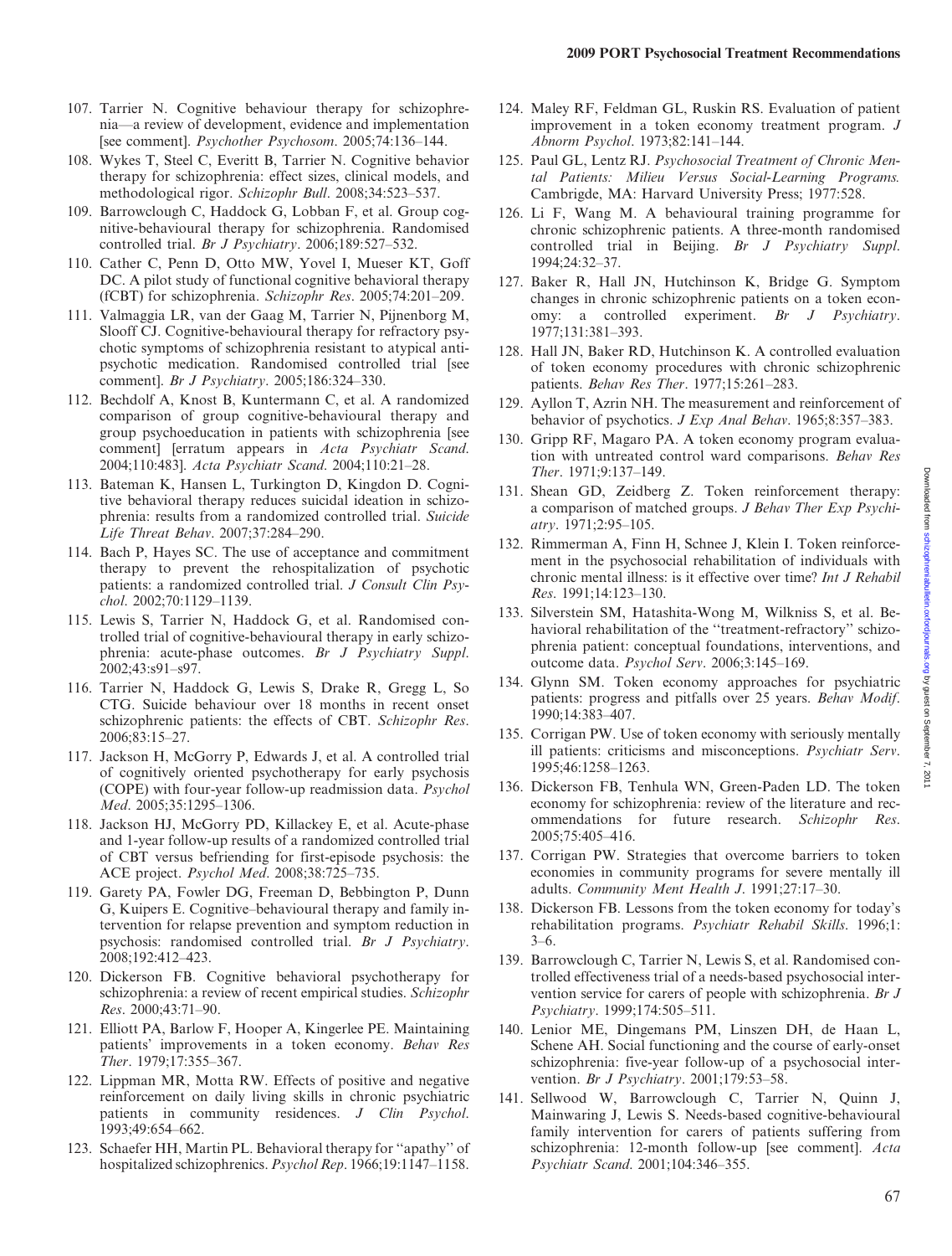107. Tarrier N. Cognitive behaviour therapy for schizophrenia—a review of development, evidence and implementation [see comment]. *Psychother Psychosom*. 2005;74:136–144.
108. Wykes T, Steel C, Everitt B, Tarrier N. Cognitive behavior therapy for schizophrenia: effect sizes, clinical models, and methodological rigor. *Schizophr Bull*. 2008;34:523–537.
109. Barrowclough C, Haddock G, Lobban F, et al. Group cognitive-behavioural therapy for schizophrenia. Randomised controlled trial. *Br J Psychiatry*. 2006;189:527–532.
110. Cather C, Penn D, Otto MW, Yovel I, Mueser KT, Goff DC. A pilot study of functional cognitive behavioral therapy (fCBT) for schizophrenia. *Schizophr Res*. 2005;74:201–209.
111. Valmaggia LR, van der Gaag M, Tarrier N, Pijnenborg M, Slooff CJ. Cognitive-behavioural therapy for refractory psychotic symptoms of schizophrenia resistant to atypical antipsychotic medication. Randomised controlled trial [see comment]. *Br J Psychiatry*. 2005;186:324–330.
112. Bechdolf A, Knost B, Kuntermann C, et al. A randomized comparison of group cognitive-behavioural therapy and group psychoeducation in patients with schizophrenia [see comment] [erratum appears in *Acta Psychiatr Scand*. 2004;110:483]. *Acta Psychiatr Scand*. 2004;110:21–28.
113. Bateman K, Hansen L, Turkington D, Kingdon D. Cognitive behavioral therapy reduces suicidal ideation in schizophrenia: results from a randomized controlled trial. *Suicide Life Threat Behav*. 2007;37:284–290.
114. Bach P, Hayes SC. The use of acceptance and commitment therapy to prevent the rehospitalization of psychotic patients: a randomized controlled trial. *J Consult Clin Psychol*. 2002;70:1129–1139.
115. Lewis S, Tarrier N, Haddock G, et al. Randomised controlled trial of cognitive-behavioural therapy in early schizophrenia: acute-phase outcomes. *Br J Psychiatry Suppl*. 2002;43:s91–s97.
116. Tarrier N, Haddock G, Lewis S, Drake R, Gregg L, So CTG. Suicide behaviour over 18 months in recent onset schizophrenic patients: the effects of CBT. *Schizophr Res*. 2006;83:15–27.
117. Jackson H, McGorry P, Edwards J, et al. A controlled trial of cognitively oriented psychotherapy for early psychosis (COPE) with four-year follow-up readmission data. *Psychol Med*. 2005;35:1295–1306.
118. Jackson HJ, McGorry PD, Killackey E, et al. Acute-phase and 1-year follow-up results of a randomized controlled trial of CBT versus befriending for first-episode psychosis: the ACE project. *Psychol Med*. 2008;38:725–735.
119. Garety PA, Fowler DG, Freeman D, Bebbington P, Dunn G, Kuipers E. Cognitive–behavioural therapy and family intervention for relapse prevention and symptom reduction in psychosis: randomised controlled trial. *Br J Psychiatry*. 2008;192:412–423.
120. Dickerson FB. Cognitive behavioral psychotherapy for schizophrenia: a review of recent empirical studies. *Schizophr Res*. 2000;43:71–90.
121. Elliott PA, Barlow F, Hooper A, Kingerlee PE. Maintaining patients' improvements in a token economy. *Behav Res Ther*. 1979;17:355–367.
122. Lippman MR, Motta RW. Effects of positive and negative reinforcement on daily living skills in chronic psychiatric patients in community residences. *J Clin Psychol*. 1993;49:654–662.
123. Schaefer HH, Martin PL. Behavioral therapy for "apathy" of hospitalized schizophrenics. *Psychol Rep*. 1966;19:1147–1158.
124. Maley RF, Feldman GL, Ruskin RS. Evaluation of patient improvement in a token economy treatment program. *J Abnorm Psychol*. 1973;82:141–144.
125. Paul GL, Lentz RJ. *Psychosocial Treatment of Chronic Mental Patients: Milieu Versus Social-Learning Programs.* Cambridge, MA: Harvard University Press; 1977:528.
126. Li F, Wang M. A behavioural training programme for chronic schizophrenic patients. A three-month randomised controlled trial in Beijing. *Br J Psychiatry Suppl*. 1994;24:32–37.
127. Baker R, Hall JN, Hutchinson K, Bridge G. Symptom changes in chronic schizophrenic patients on a token economy: a controlled experiment. *Br J Psychiatry*. 1977;131:381–393.
128. Hall JN, Baker RD, Hutchinson K. A controlled evaluation of token economy procedures with chronic schizophrenic patients. *Behav Res Ther*. 1977;15:261–283.
129. Ayllon T, Azrin NH. The measurement and reinforcement of behavior of psychotics. *J Exp Anal Behav*. 1965;8:357–383.
130. Gripp RF, Magaro PA. A token economy program evaluation with untreated control ward comparisons. *Behav Res Ther*. 1971;9:137–149.
131. Shean GD, Zeidberg Z. Token reinforcement therapy: a comparison of matched groups. *J Behav Ther Exp Psychiatry*. 1971;2:95–105.
132. Rimmerman A, Finn H, Schnee J, Klein I. Token reinforcement in the psychosocial rehabilitation of individuals with chronic mental illness: is it effective over time? *Int J Rehabil Res*. 1991;14:123–130.
133. Silverstein SM, Hatashita-Wong M, Wilkniss S, et al. Behavioral rehabilitation of the "treatment-refractory" schizophrenia patient: conceptual foundations, interventions, and outcome data. *Psychol Serv*. 2006;3:145–169.
134. Glynn SM. Token economy approaches for psychiatric patients: progress and pitfalls over 25 years. *Behav Modif*. 1990;14:383–407.
135. Corrigan PW. Use of token economy with seriously mentally ill patients: criticisms and misconceptions. *Psychiatr Serv*. 1995;46:1258–1263.
136. Dickerson FB, Tenhula WN, Green-Paden LD. The token economy for schizophrenia: review of the literature and recommendations for future research. *Schizophr Res*. 2005;75:405–416.
137. Corrigan PW. Strategies that overcome barriers to token economies in community programs for severe mentally ill adults. *Community Ment Health J*. 1991;27:17–30.
138. Dickerson FB. Lessons from the token economy for today's rehabilitation programs. *Psychiatr Rehabil Skills*. 1996;1:3–6.
139. Barrowclough C, Tarrier N, Lewis S, et al. Randomised controlled effectiveness trial of a needs-based psychosocial intervention service for carers of people with schizophrenia. *Br J Psychiatry*. 1999;174:505–511.
140. Lenior ME, Dingemans PM, Linszen DH, de Haan L, Schene AH. Social functioning and the course of early-onset schizophrenia: five-year follow-up of a psychosocial intervention. *Br J Psychiatry*. 2001;179:53–58.
141. Sellwood W, Barrowclough C, Tarrier N, Quinn J, Mainwaring J, Lewis S. Needs-based cognitive-behavioural family intervention for carers of patients suffering from schizophrenia: 12-month follow-up [see comment]. *Acta Psychiatr Scand*. 2001;104:346–355.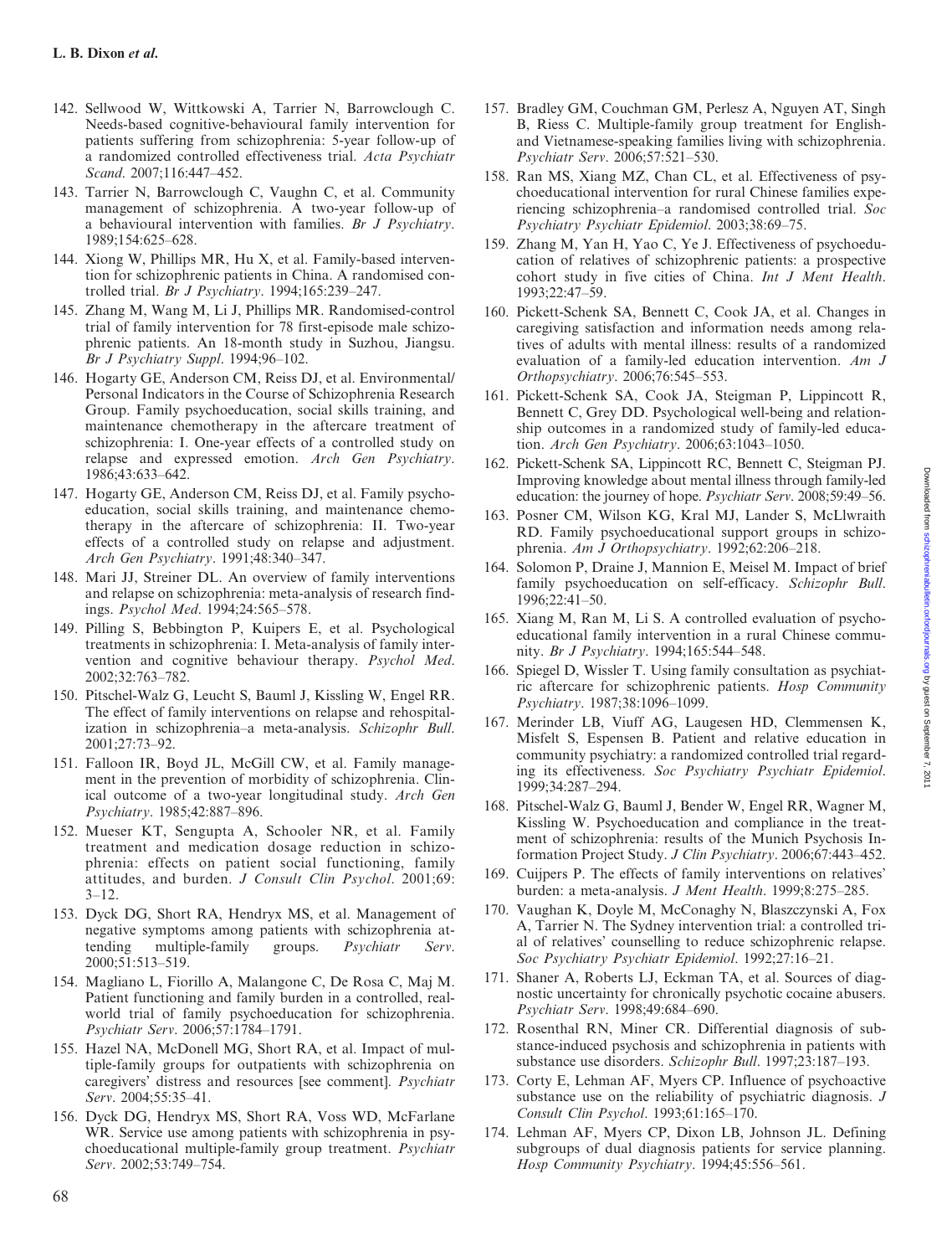142. Sellwood W, Wittkowski A, Tarrier N, Barrowclough C. Needs-based cognitive-behavioural family intervention for patients suffering from schizophrenia: 5-year follow-up of a randomized controlled effectiveness trial. *Acta Psychiatr Scand*. 2007;116:447–452.
143. Tarrier N, Barrowclough C, Vaughn C, et al. Community management of schizophrenia. A two-year follow-up of a behavioural intervention with families. *Br J Psychiatry*. 1989;154:625–628.
144. Xiong W, Phillips MR, Hu X, et al. Family-based intervention for schizophrenic patients in China. A randomised controlled trial. *Br J Psychiatry*. 1994;165:239–247.
145. Zhang M, Wang M, Li J, Phillips MR. Randomised-control trial of family intervention for 78 first-episode male schizophrenic patients. An 18-month study in Suzhou, Jiangsu. *Br J Psychiatry Suppl*. 1994;96–102.
146. Hogarty GE, Anderson CM, Reiss DJ, et al. Environmental/Personal Indicators in the Course of Schizophrenia Research Group. Family psychoeducation, social skills training, and maintenance chemotherapy in the aftercare treatment of schizophrenia: I. One-year effects of a controlled study on relapse and expressed emotion. *Arch Gen Psychiatry*. 1986;43:633–642.
147. Hogarty GE, Anderson CM, Reiss DJ, et al. Family psychoeducation, social skills training, and maintenance chemotherapy in the aftercare of schizophrenia: II. Two-year effects of a controlled study on relapse and adjustment. *Arch Gen Psychiatry*. 1991;48:340–347.
148. Mari JJ, Streiner DL. An overview of family interventions and relapse on schizophrenia: meta-analysis of research findings. *Psychol Med*. 1994;24:565–578.
149. Pilling S, Bebbington P, Kuipers E, et al. Psychological treatments in schizophrenia: I. Meta-analysis of family intervention and cognitive behaviour therapy. *Psychol Med*. 2002;32:763–782.
150. Pitschel-Walz G, Leucht S, Bauml J, Kissling W, Engel RR. The effect of family interventions on relapse and rehospitalization in schizophrenia–a meta-analysis. *Schizophr Bull*. 2001;27:73–92.
151. Falloon IR, Boyd JL, McGill CW, et al. Family management in the prevention of morbidity of schizophrenia. Clinical outcome of a two-year longitudinal study. *Arch Gen Psychiatry*. 1985;42:887–896.
152. Mueser KT, Sengupta A, Schooler NR, et al. Family treatment and medication dosage reduction in schizophrenia: effects on patient social functioning, family attitudes, and burden. *J Consult Clin Psychol*. 2001;69:3–12.
153. Dyck DG, Short RA, Hendryx MS, et al. Management of negative symptoms among patients with schizophrenia attending multiple-family groups. *Psychiatr Serv*. 2000;51:513–519.
154. Magliano L, Fiorillo A, Malangone C, De Rosa C, Maj M. Patient functioning and family burden in a controlled, real-world trial of family psychoeducation for schizophrenia. *Psychiatr Serv*. 2006;57:1784–1791.
155. Hazel NA, McDonell MG, Short RA, et al. Impact of multiple-family groups for outpatients with schizophrenia on caregivers' distress and resources [see comment]. *Psychiatr Serv*. 2004;55:35–41.
156. Dyck DG, Hendryx MS, Short RA, Voss WD, McFarlane WR. Service use among patients with schizophrenia in psychoeducational multiple-family group treatment. *Psychiatr Serv*. 2002;53:749–754.
157. Bradley GM, Couchman GM, Perlesz A, Nguyen AT, Singh B, Riess C. Multiple-family group treatment for English- and Vietnamese-speaking families living with schizophrenia. *Psychiatr Serv*. 2006;57:521–530.
158. Ran MS, Xiang MZ, Chan CL, et al. Effectiveness of psychoeducational intervention for rural Chinese families experiencing schizophrenia–a randomised controlled trial. *Soc Psychiatry Psychiatr Epidemiol*. 2003;38:69–75.
159. Zhang M, Yan H, Yao C, Ye J. Effectiveness of psychoeducation of relatives of schizophrenic patients: a prospective cohort study in five cities of China. *Int J Ment Health*. 1993;22:47–59.
160. Pickett-Schenk SA, Bennett C, Cook JA, et al. Changes in caregiving satisfaction and information needs among relatives of adults with mental illness: results of a randomized evaluation of a family-led education intervention. *Am J Orthopsychiatry*. 2006;76:545–553.
161. Pickett-Schenk SA, Cook JA, Steigman P, Lippincott R, Bennett C, Grey DD. Psychological well-being and relationship outcomes in a randomized study of family-led education. *Arch Gen Psychiatry*. 2006;63:1043–1050.
162. Pickett-Schenk SA, Lippincott RC, Bennett C, Steigman PJ. Improving knowledge about mental illness through family-led education: the journey of hope. *Psychiatr Serv*. 2008;59:49–56.
163. Posner CM, Wilson KG, Kral MJ, Lander S, McLlwraith RD. Family psychoeducational support groups in schizophrenia. *Am J Orthopsychiatry*. 1992;62:206–218.
164. Solomon P, Draine J, Mannion E, Meisel M. Impact of brief family psychoeducation on self-efficacy. *Schizophr Bull*. 1996;22:41–50.
165. Xiang M, Ran M, Li S. A controlled evaluation of psychoeducational family intervention in a rural Chinese community. *Br J Psychiatry*. 1994;165:544–548.
166. Spiegel D, Wissler T. Using family consultation as psychiatric aftercare for schizophrenic patients. *Hosp Community Psychiatry*. 1987;38:1096–1099.
167. Merinder LB, Viuff AG, Laugesen HD, Clemmensen K, Misfelt S, Espensen B. Patient and relative education in community psychiatry: a randomized controlled trial regarding its effectiveness. *Soc Psychiatry Psychiatr Epidemiol*. 1999;34:287–294.
168. Pitschel-Walz G, Bauml J, Bender W, Engel RR, Wagner M, Kissling W. Psychoeducation and compliance in the treatment of schizophrenia: results of the Munich Psychosis Information Project Study. *J Clin Psychiatry*. 2006;67:443–452.
169. Cuijpers P. The effects of family interventions on relatives' burden: a meta-analysis. *J Ment Health*. 1999;8:275–285.
170. Vaughan K, Doyle M, McConaghy N, Blaszczynski A, Fox A, Tarrier N. The Sydney intervention trial: a controlled trial of relatives' counselling to reduce schizophrenic relapse. *Soc Psychiatry Psychiatr Epidemiol*. 1992;27:16–21.
171. Shaner A, Roberts LJ, Eckman TA, et al. Sources of diagnostic uncertainty for chronically psychotic cocaine abusers. *Psychiatr Serv*. 1998;49:684–690.
172. Rosenthal RN, Miner CR. Differential diagnosis of substance-induced psychosis and schizophrenia in patients with substance use disorders. *Schizophr Bull*. 1997;23:187–193.
173. Corty E, Lehman AF, Myers CP. Influence of psychoactive substance use on the reliability of psychiatric diagnosis. *J Consult Clin Psychol*. 1993;61:165–170.
174. Lehman AF, Myers CP, Dixon LB, Johnson JL. Defining subgroups of dual diagnosis patients for service planning. *Hosp Community Psychiatry*. 1994;45:556–561.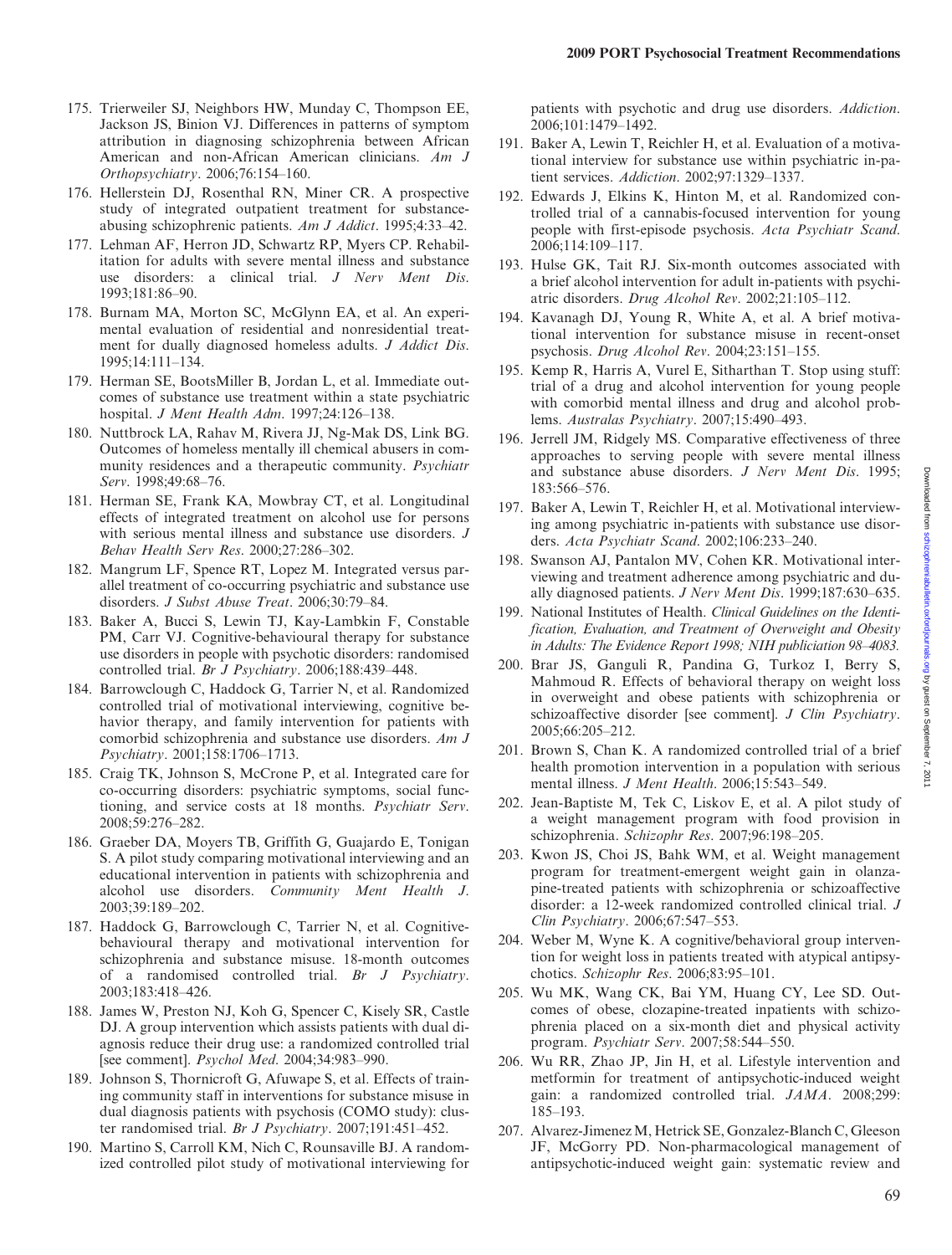175. Trierweiler SJ, Neighbors HW, Munday C, Thompson EE, Jackson JS, Binion VJ. Differences in patterns of symptom attribution in diagnosing schizophrenia between African American and non-African American clinicians. *Am J Orthopsychiatry*. 2006;76:154–160.
176. Hellerstein DJ, Rosenthal RN, Miner CR. A prospective study of integrated outpatient treatment for substance-abusing schizophrenic patients. *Am J Addict*. 1995;4:33–42.
177. Lehman AF, Herron JD, Schwartz RP, Myers CP. Rehabilitation for adults with severe mental illness and substance use disorders: a clinical trial. *J Nerv Ment Dis*. 1993;181:86–90.
178. Burnam MA, Morton SC, McGlynn EA, et al. An experimental evaluation of residential and nonresidential treatment for dually diagnosed homeless adults. *J Addict Dis*. 1995;14:111–134.
179. Herman SE, BootsMiller B, Jordan L, et al. Immediate outcomes of substance use treatment within a state psychiatric hospital. *J Ment Health Adm*. 1997;24:126–138.
180. Nuttbrock LA, Rahav M, Rivera JJ, Ng-Mak DS, Link BG. Outcomes of homeless mentally ill chemical abusers in community residences and a therapeutic community. *Psychiatr Serv*. 1998;49:68–76.
181. Herman SE, Frank KA, Mowbray CT, et al. Longitudinal effects of integrated treatment on alcohol use for persons with serious mental illness and substance use disorders. *J Behav Health Serv Res*. 2000;27:286–302.
182. Mangrum LF, Spence RT, Lopez M. Integrated versus parallel treatment of co-occurring psychiatric and substance use disorders. *J Subst Abuse Treat*. 2006;30:79–84.
183. Baker A, Bucci S, Lewin TJ, Kay-Lambkin F, Constable PM, Carr VJ. Cognitive-behavioural therapy for substance use disorders in people with psychotic disorders: randomised controlled trial. *Br J Psychiatry*. 2006;188:439–448.
184. Barrowclough C, Haddock G, Tarrier N, et al. Randomized controlled trial of motivational interviewing, cognitive behavior therapy, and family intervention for patients with comorbid schizophrenia and substance use disorders. *Am J Psychiatry*. 2001;158:1706–1713.
185. Craig TK, Johnson S, McCrone P, et al. Integrated care for co-occurring disorders: psychiatric symptoms, social functioning, and service costs at 18 months. *Psychiatr Serv*. 2008;59:276–282.
186. Graeber DA, Moyers TB, Griffith G, Guajardo E, Tonigan S. A pilot study comparing motivational interviewing and an educational intervention in patients with schizophrenia and alcohol use disorders. *Community Ment Health J*. 2003;39:189–202.
187. Haddock G, Barrowclough C, Tarrier N, et al. Cognitive-behavioural therapy and motivational intervention for schizophrenia and substance misuse. 18-month outcomes of a randomised controlled trial. *Br J Psychiatry*. 2003;183:418–426.
188. James W, Preston NJ, Koh G, Spencer C, Kisely SR, Castle DJ. A group intervention which assists patients with dual diagnosis reduce their drug use: a randomized controlled trial [see comment]. *Psychol Med*. 2004;34:983–990.
189. Johnson S, Thornicroft G, Afuwape S, et al. Effects of training community staff in interventions for substance misuse in dual diagnosis patients with psychosis (COMO study): cluster randomised trial. *Br J Psychiatry*. 2007;191:451–452.
190. Martino S, Carroll KM, Nich C, Rounsaville BJ. A randomized controlled pilot study of motivational interviewing for patients with psychotic and drug use disorders. *Addiction*. 2006;101:1479–1492.
191. Baker A, Lewin T, Reichler H, et al. Evaluation of a motivational interview for substance use within psychiatric in-patient services. *Addiction*. 2002;97:1329–1337.
192. Edwards J, Elkins K, Hinton M, et al. Randomized controlled trial of a cannabis-focused intervention for young people with first-episode psychosis. *Acta Psychiatr Scand*. 2006;114:109–117.
193. Hulse GK, Tait RJ. Six-month outcomes associated with a brief alcohol intervention for adult in-patients with psychiatric disorders. *Drug Alcohol Rev*. 2002;21:105–112.
194. Kavanagh DJ, Young R, White A, et al. A brief motivational intervention for substance misuse in recent-onset psychosis. *Drug Alcohol Rev*. 2004;23:151–155.
195. Kemp R, Harris A, Vurel E, Sitharthan T. Stop using stuff: trial of a drug and alcohol intervention for young people with comorbid mental illness and drug and alcohol problems. *Australas Psychiatry*. 2007;15:490–493.
196. Jerrell JM, Ridgely MS. Comparative effectiveness of three approaches to serving people with severe mental illness and substance abuse disorders. *J Nerv Ment Dis*. 1995; 183:566–576.
197. Baker A, Lewin T, Reichler H, et al. Motivational interviewing among psychiatric in-patients with substance use disorders. *Acta Psychiatr Scand*. 2002;106:233–240.
198. Swanson AJ, Pantalon MV, Cohen KR. Motivational interviewing and treatment adherence among psychiatric and dually diagnosed patients. *J Nerv Ment Dis*. 1999;187:630–635.
199. National Institutes of Health. *Clinical Guidelines on the Identification, Evaluation, and Treatment of Overweight and Obesity in Adults: The Evidence Report 1998; NIH publiciation 98–4083.*
200. Brar JS, Ganguli R, Pandina G, Turkoz I, Berry S, Mahmoud R. Effects of behavioral therapy on weight loss in overweight and obese patients with schizophrenia or schizoaffective disorder [see comment]. *J Clin Psychiatry*. 2005;66:205–212.
201. Brown S, Chan K. A randomized controlled trial of a brief health promotion intervention in a population with serious mental illness. *J Ment Health*. 2006;15:543–549.
202. Jean-Baptiste M, Tek C, Liskov E, et al. A pilot study of a weight management program with food provision in schizophrenia. *Schizophr Res*. 2007;96:198–205.
203. Kwon JS, Choi JS, Bahk WM, et al. Weight management program for treatment-emergent weight gain in olanzapine-treated patients with schizophrenia or schizoaffective disorder: a 12-week randomized controlled clinical trial. *J Clin Psychiatry*. 2006;67:547–553.
204. Weber M, Wyne K. A cognitive/behavioral group intervention for weight loss in patients treated with atypical antipsychotics. *Schizophr Res*. 2006;83:95–101.
205. Wu MK, Wang CK, Bai YM, Huang CY, Lee SD. Outcomes of obese, clozapine-treated inpatients with schizophrenia placed on a six-month diet and physical activity program. *Psychiatr Serv*. 2007;58:544–550.
206. Wu RR, Zhao JP, Jin H, et al. Lifestyle intervention and metformin for treatment of antipsychotic-induced weight gain: a randomized controlled trial. *JAMA*. 2008;299: 185–193.
207. Alvarez-Jimenez M, Hetrick SE, Gonzalez-Blanch C, Gleeson JF, McGorry PD. Non-pharmacological management of antipsychotic-induced weight gain: systematic review and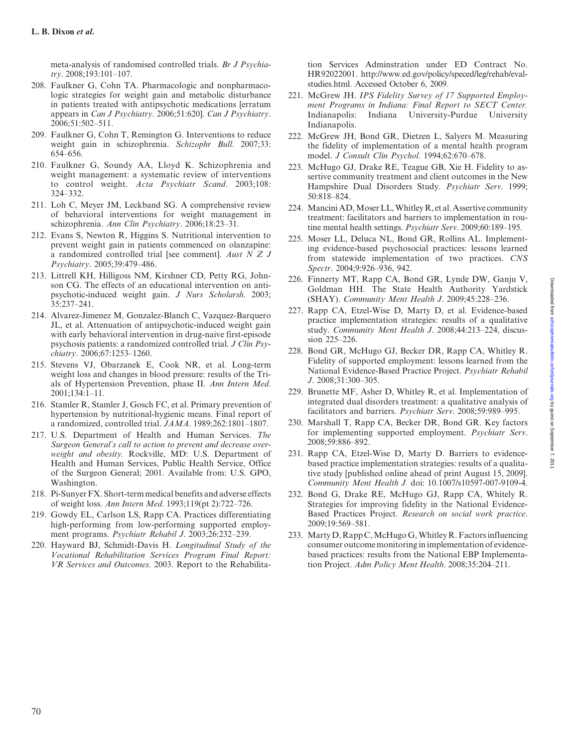meta-analysis of randomised controlled trials. *Br J Psychiatry*. 2008;193:101–107.

208. Faulkner G, Cohn TA. Pharmacologic and nonpharmacologic strategies for weight gain and metabolic disturbance in patients treated with antipsychotic medications [erratum appears in *Can J Psychiatry*. 2006;51:620]. *Can J Psychiatry*. 2006;51:502–511.
209. Faulkner G, Cohn T, Remington G. Interventions to reduce weight gain in schizophrenia. *Schizophr Bull*. 2007;33: 654–656.
210. Faulkner G, Soundy AA, Lloyd K. Schizophrenia and weight management: a systematic review of interventions to control weight. *Acta Psychiatr Scand*. 2003;108: 324–332.
211. Loh C, Meyer JM, Leckband SG. A comprehensive review of behavioral interventions for weight management in schizophrenia. *Ann Clin Psychiatry*. 2006;18:23–31.
212. Evans S, Newton R, Higgins S. Nutritional intervention to prevent weight gain in patients commenced on olanzapine: a randomized controlled trial [see comment]. *Aust N Z J Psychiatry*. 2005;39:479–486.
213. Littrell KH, Hilligoss NM, Kirshner CD, Petty RG, Johnson CG. The effects of an educational intervention on antipsychotic-induced weight gain. *J Nurs Scholarsh*. 2003; 35:237–241.
214. Alvarez-Jimenez M, Gonzalez-Blanch C, Vazquez-Barquero JL, et al. Attenuation of antipsychotic-induced weight gain with early behavioral intervention in drug-naive first-episode psychosis patients: a randomized controlled trial. *J Clin Psychiatry*. 2006;67:1253–1260.
215. Stevens VJ, Obarzanek E, Cook NR, et al. Long-term weight loss and changes in blood pressure: results of the Trials of Hypertension Prevention, phase II. *Ann Intern Med*. 2001;134:1–11.
216. Stamler R, Stamler J, Gosch FC, et al. Primary prevention of hypertension by nutritional-hygienic means. Final report of a randomized, controlled trial. *JAMA*. 1989;262:1801–1807.
217. U.S. Department of Health and Human Services. *The Surgeon General's call to action to prevent and decrease overweight and obesity.* Rockville, MD: U.S. Department of Health and Human Services, Public Health Service, Office of the Surgeon General; 2001. Available from: U.S. GPO, Washington.
218. Pi-Sunyer FX. Short-term medical benefits and adverse effects of weight loss. *Ann Intern Med*. 1993;119(pt 2):722–726.
219. Gowdy EL, Carlson LS, Rapp CA. Practices differentiating high-performing from low-performing supported employment programs. *Psychiatr Rehabil J*. 2003;26:232–239.
220. Hayward BJ, Schmidt-Davis H. *Longitudinal Study of the Vocational Rehabilitation Services Program Final Report: VR Services and Outcomes.* 2003. Report to the Rehabilitation Services Adminstration under ED Contract No. HR92022001. http://www.ed.gov/policy/speced/leg/rehab/eval-studies.html. Accessed October 6, 2009.
221. McGrew JH. *IPS Fidelity Survey of 17 Supported Employment Programs in Indiana: Final Report to SECT Center.* Indianapolis: Indiana University-Purdue University Indianapolis.
222. McGrew JH, Bond GR, Dietzen L, Salyers M. Measuring the fidelity of implementation of a mental health program model. *J Consult Clin Psychol*. 1994;62:670–678.
223. McHugo GJ, Drake RE, Teague GB, Xie H. Fidelity to assertive community treatment and client outcomes in the New Hampshire Dual Disorders Study. *Psychiatr Serv*. 1999; 50:818–824.
224. Mancini AD, Moser LL, Whitley R, et al. Assertive community treatment: facilitators and barriers to implementation in routine mental health settings. *Psychiatr Serv*. 2009;60:189–195.
225. Moser LL, Deluca NL, Bond GR, Rollins AL. Implementing evidence-based psychosocial practices: lessons learned from statewide implementation of two practices. *CNS Spectr*. 2004;9:926–936, 942.
226. Finnerty MT, Rapp CA, Bond GR, Lynde DW, Ganju V, Goldman HH. The State Health Authority Yardstick (SHAY). *Community Ment Health J*. 2009;45:228–236.
227. Rapp CA, Etzel-Wise D, Marty D, et al. Evidence-based practice implementation strategies: results of a qualitative study. *Community Ment Health J*. 2008;44:213–224, discussion 225–226.
228. Bond GR, McHugo GJ, Becker DR, Rapp CA, Whitley R. Fidelity of supported employment: lessons learned from the National Evidence-Based Practice Project. *Psychiatr Rehabil J*. 2008;31:300–305.
229. Brunette MF, Asher D, Whitley R, et al. Implementation of integrated dual disorders treatment: a qualitative analysis of facilitators and barriers. *Psychiatr Serv*. 2008;59:989–995.
230. Marshall T, Rapp CA, Becker DR, Bond GR. Key factors for implementing supported employment. *Psychiatr Serv*. 2008;59:886–892.
231. Rapp CA, Etzel-Wise D, Marty D. Barriers to evidence-based practice implementation strategies: results of a qualitative study [published online ahead of print August 15, 2009]. *Community Ment Health J.* doi: 10.1007/s10597-007-9109-4.
232. Bond G, Drake RE, McHugo GJ, Rapp CA, Whitely R. Strategies for improving fidelity in the National Evidence-Based Practices Project. *Research on social work practice*. 2009;19:569–581.
233. Marty D, Rapp C, McHugo G, Whitley R. Factors influencing consumer outcome monitoring in implementation of evidence-based practices: results from the National EBP Implementation Project. *Adm Policy Ment Health*. 2008;35:204–211.